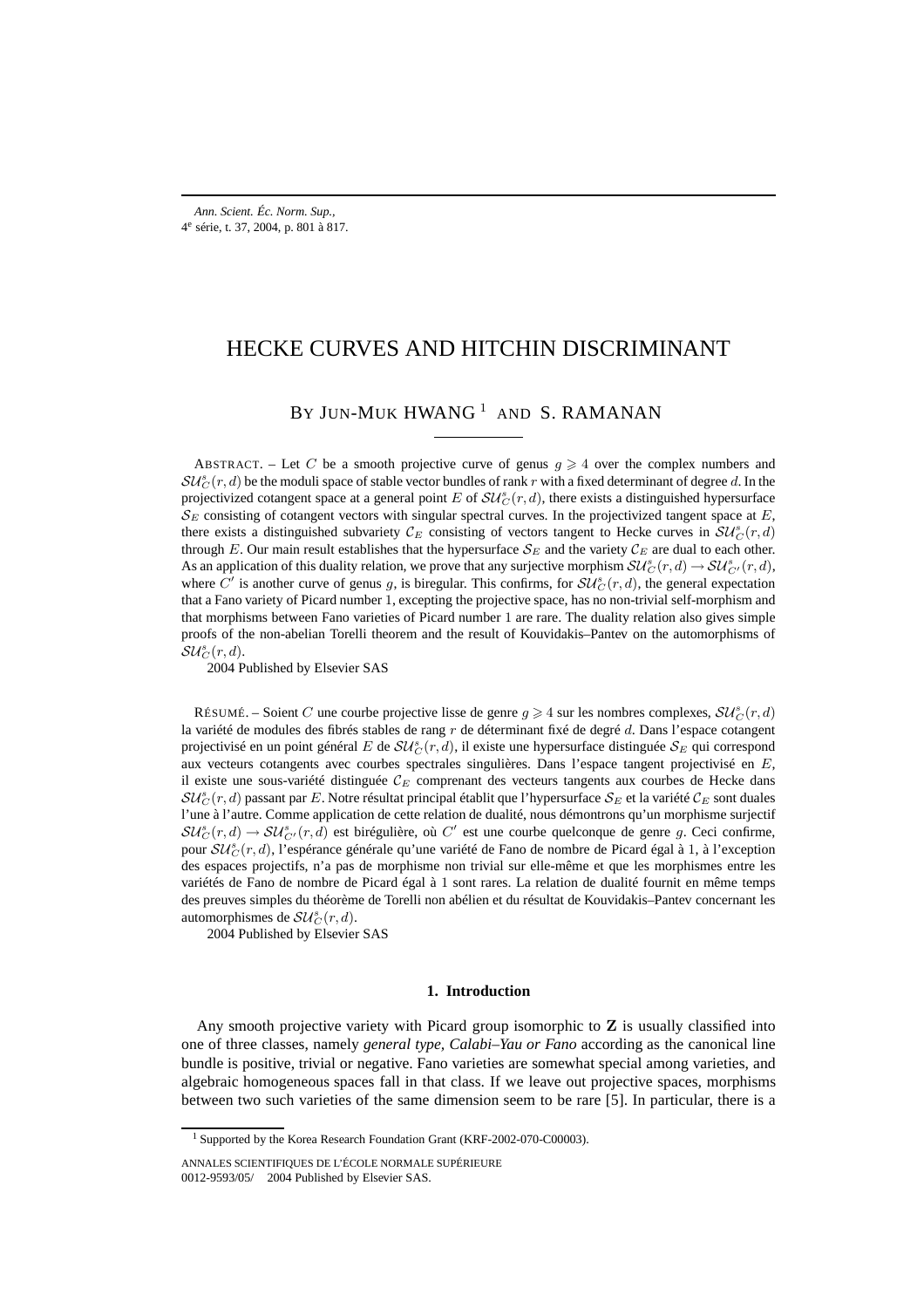# HECKE CURVES AND HITCHIN DISCRIMINANT

BY JUN-MUK HWANG [1] AND S. RAMANAN

ABSTRACT. – Let $C$ be a smooth projective curve of genus $g \geqslant 4$ over the complex numbers and $\mathcal{SU}_C^s(r,d)$ be the moduli space of stable vector bundles of rank $r$ with a fixed determinant of degree $d$. In the projectivized cotangent space at a general point $E$ of $\mathcal{SU}_C^s(r,d)$, there exists a distinguished hypersurface $\mathcal{S}_E$ consisting of cotangent vectors with singular spectral curves. In the projectivized tangent space at $E$, there exists a distinguished subvariety $\mathcal{C}_E$ consisting of vectors tangent to Hecke curves in $\mathcal{SU}_C^s(r,d)$ through $E$. Our main result establishes that the hypersurface $\mathcal{S}_E$ and the variety $\mathcal{C}_E$ are dual to each other. As an application of this duality relation, we prove that any surjective morphism $\mathcal{SU}_C^s(r,d) \to \mathcal{SU}_{C'}^s(r,d)$, where $C'$ is another curve of genus $g$, is biregular. This confirms, for $\mathcal{SU}_C^s(r,d)$, the general expectation that a Fano variety of Picard number 1, excepting the projective space, has no non-trivial self-morphism and that morphisms between Fano varieties of Picard number 1 are rare. The duality relation also gives simple proofs of the non-abelian Torelli theorem and the result of Kouvidakis–Pantev on the automorphisms of $\mathcal{SU}_C^s(r,d)$.

2004 Published by Elsevier SAS

RÉSUMÉ. – Soient $C$ une courbe projective lisse de genre $g \geqslant 4$ sur les nombres complexes, $\mathcal{SU}_C^s(r,d)$ la variété de modules des fibrés stables de rang $r$ de déterminant fixé de degré $d$. Dans l'espace cotangent projectivisé en un point général $E$ de $\mathcal{SU}_C^s(r,d)$, il existe une hypersurface distinguée $\mathcal{S}_E$ qui correspond aux vecteurs cotangents avec courbes spectrales singulières. Dans l'espace tangent projectivisé en $E$, il existe une sous-variété distinguée $\mathcal{C}_E$ comprenant des vecteurs tangents aux courbes de Hecke dans $\mathcal{SU}_C^s(r,d)$ passant par $E$. Notre résultat principal établit que l'hypersurface $\mathcal{S}_E$ et la variété $\mathcal{C}_E$ sont duales l'une à l'autre. Comme application de cette relation de dualité, nous démontrons qu'un morphisme surjectif $\mathcal{SU}_C^s(r,d) \to \mathcal{SU}_{C'}^s(r,d)$ est birégulière, où $C'$ est une courbe quelconque de genre $g$. Ceci confirme, pour $\mathcal{SU}_C^s(r,d)$, l'espérance générale qu'une variété de Fano de nombre de Picard égal à 1, à l'exception des espaces projectifs, n'a pas de morphisme non trivial sur elle-même et que les morphismes entre les variétés de Fano de nombre de Picard égal à 1 sont rares. La relation de dualité fournit en même temps des preuves simples du théorème de Torelli non abélien et du résultat de Kouvidakis–Pantev concernant les automorphismes de $\mathcal{SU}_C^s(r,d)$.

2004 Published by Elsevier SAS

## 1. Introduction

Any smooth projective variety with Picard group isomorphic to **Z** is usually classified into one of three classes, namely *general type, Calabi–Yau or Fano* according as the canonical line bundle is positive, trivial or negative. Fano varieties are somewhat special among varieties, and algebraic homogeneous spaces fall in that class. If we leave out projective spaces, morphisms between two such varieties of the same dimension seem to be rare [5]. In particular, there is a

[1] Supported by the Korea Research Foundation Grant (KRF-2002-070-C00003).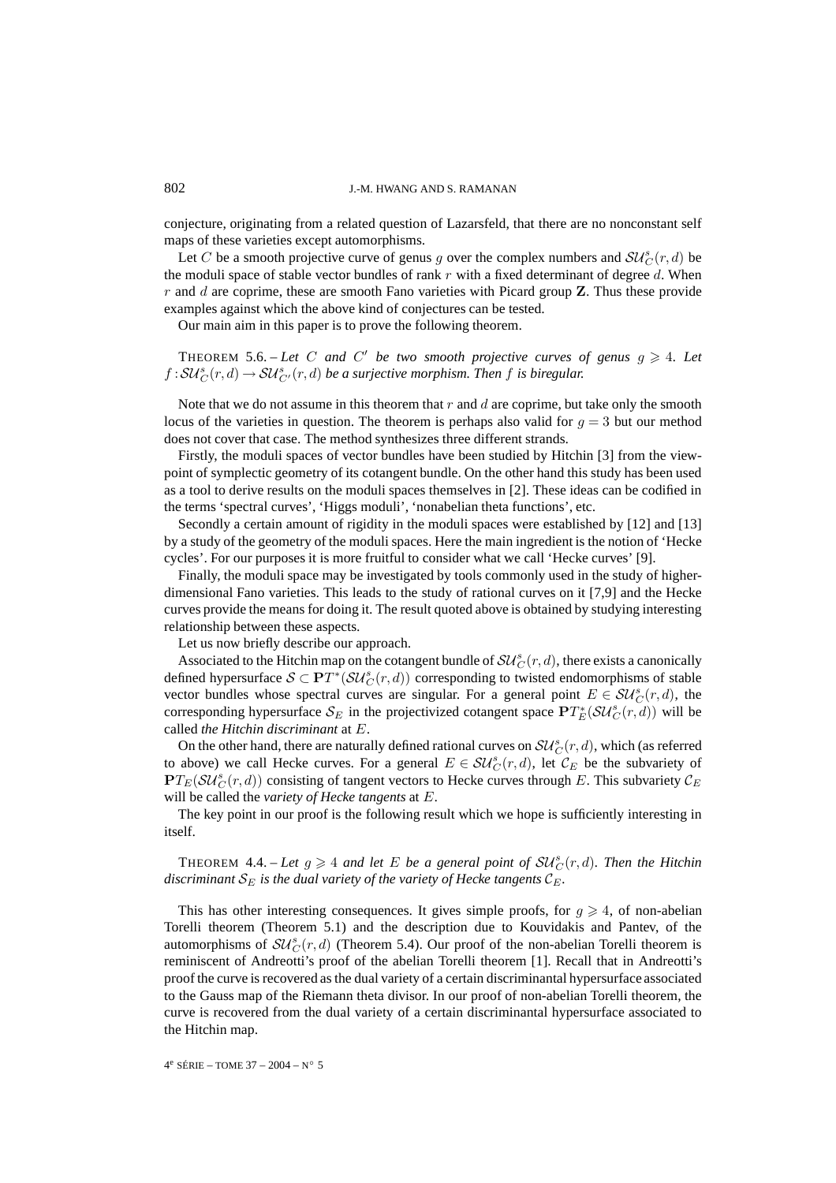conjecture, originating from a related question of Lazarsfeld, that there are no nonconstant self maps of these varieties except automorphisms.

Let $C$ be a smooth projective curve of genus $g$ over the complex numbers and $\mathcal{SU}^s_C(r,d)$ be the moduli space of stable vector bundles of rank $r$ with a fixed determinant of degree $d$. When $r$ and $d$ are coprime, these are smooth Fano varieties with Picard group $\mathbf{Z}$. Thus these provide examples against which the above kind of conjectures can be tested.

Our main aim in this paper is to prove the following theorem.

THEOREM 5.6. – *Let $C$ and $C'$ be two smooth projective curves of genus $g \geqslant 4$. Let $f : \mathcal{SU}^s_C(r,d) \to \mathcal{SU}^s_{C'}(r,d)$ be a surjective morphism. Then $f$ is biregular.*

Note that we do not assume in this theorem that $r$ and $d$ are coprime, but take only the smooth locus of the varieties in question. The theorem is perhaps also valid for $g = 3$ but our method does not cover that case. The method synthesizes three different strands.

Firstly, the moduli spaces of vector bundles have been studied by Hitchin [3] from the viewpoint of symplectic geometry of its cotangent bundle. On the other hand this study has been used as a tool to derive results on the moduli spaces themselves in [2]. These ideas can be codified in the terms 'spectral curves', 'Higgs moduli', 'nonabelian theta functions', etc.

Secondly a certain amount of rigidity in the moduli spaces were established by [12] and [13] by a study of the geometry of the moduli spaces. Here the main ingredient is the notion of 'Hecke cycles'. For our purposes it is more fruitful to consider what we call 'Hecke curves' [9].

Finally, the moduli space may be investigated by tools commonly used in the study of higher-dimensional Fano varieties. This leads to the study of rational curves on it [7,9] and the Hecke curves provide the means for doing it. The result quoted above is obtained by studying interesting relationship between these aspects.

Let us now briefly describe our approach.

Associated to the Hitchin map on the cotangent bundle of $\mathcal{SU}^s_C(r,d)$, there exists a canonically defined hypersurface $\mathcal{S} \subset \mathbf{P}T^*(\mathcal{SU}^s_C(r,d))$ corresponding to twisted endomorphisms of stable vector bundles whose spectral curves are singular. For a general point $E \in \mathcal{SU}^s_C(r,d)$, the corresponding hypersurface $\mathcal{S}_E$ in the projectivized cotangent space $\mathbf{P}T^*_E(\mathcal{SU}^s_C(r,d))$ will be called *the Hitchin discriminant* at $E$.

On the other hand, there are naturally defined rational curves on $\mathcal{SU}^s_C(r,d)$, which (as referred to above) we call Hecke curves. For a general $E \in \mathcal{SU}^s_C(r,d)$, let $\mathcal{C}_E$ be the subvariety of $\mathbf{P}T_E(\mathcal{SU}^s_C(r,d))$ consisting of tangent vectors to Hecke curves through $E$. This subvariety $\mathcal{C}_E$ will be called the *variety of Hecke tangents* at $E$.

The key point in our proof is the following result which we hope is sufficiently interesting in itself.

THEOREM 4.4. – *Let $g \geqslant 4$ and let $E$ be a general point of $\mathcal{SU}^s_C(r,d)$. Then the Hitchin discriminant $\mathcal{S}_E$ is the dual variety of the variety of Hecke tangents $\mathcal{C}_E$.*

This has other interesting consequences. It gives simple proofs, for $g \geqslant 4$, of non-abelian Torelli theorem (Theorem 5.1) and the description due to Kouvidakis and Pantev, of the automorphisms of $\mathcal{SU}^s_C(r,d)$ (Theorem 5.4). Our proof of the non-abelian Torelli theorem is reminiscent of Andreotti's proof of the abelian Torelli theorem [1]. Recall that in Andreotti's proof the curve is recovered as the dual variety of a certain discriminantal hypersurface associated to the Gauss map of the Riemann theta divisor. In our proof of non-abelian Torelli theorem, the curve is recovered from the dual variety of a certain discriminantal hypersurface associated to the Hitchin map.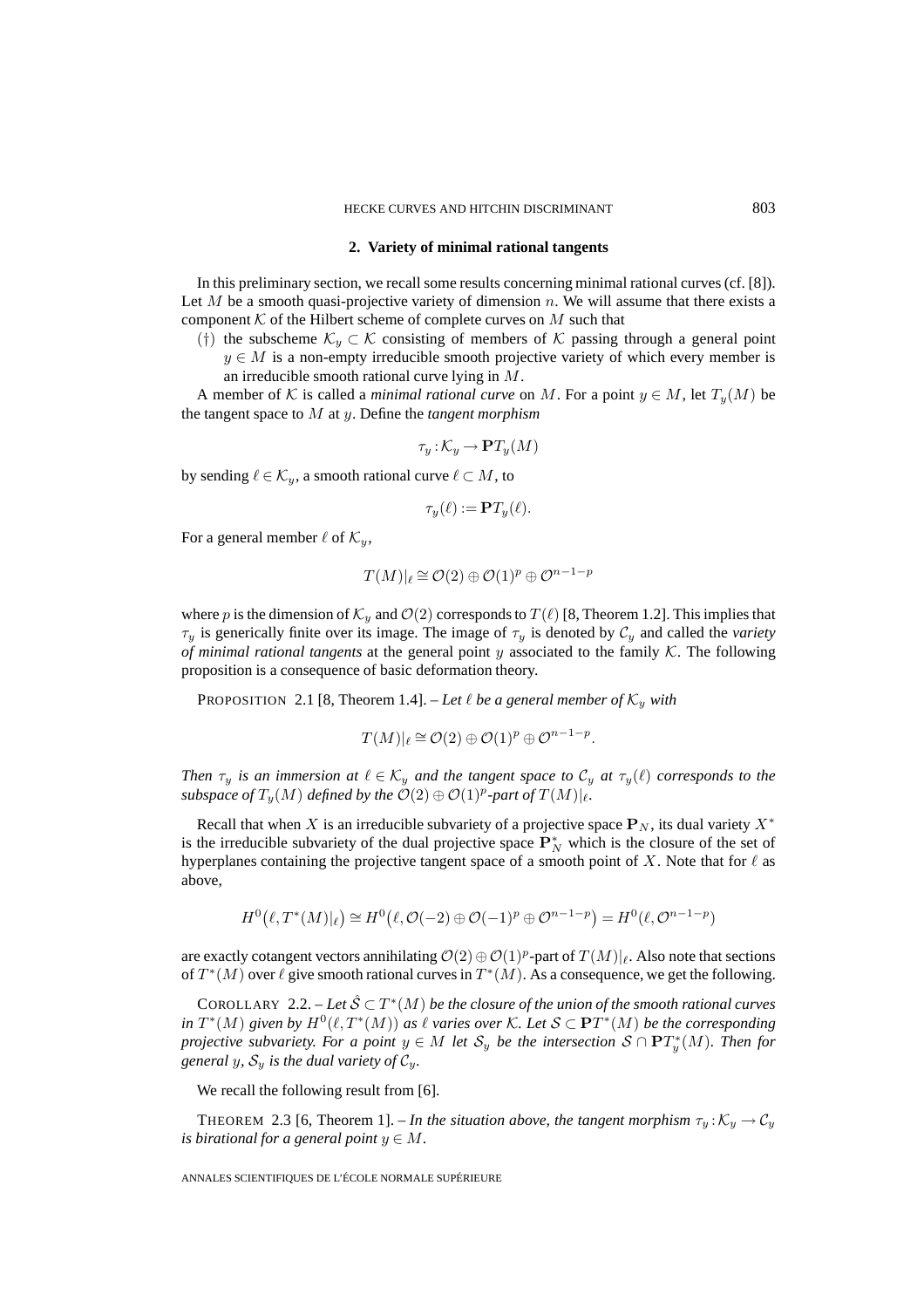## 2. Variety of minimal rational tangents

In this preliminary section, we recall some results concerning minimal rational curves (cf. [8]). Let $M$ be a smooth quasi-projective variety of dimension $n$. We will assume that there exists a component $\mathcal{K}$ of the Hilbert scheme of complete curves on $M$ such that

(†) the subscheme $\mathcal{K}_y \subset \mathcal{K}$ consisting of members of $\mathcal{K}$ passing through a general point $y \in M$ is a non-empty irreducible smooth projective variety of which every member is an irreducible smooth rational curve lying in $M$.

A member of $\mathcal{K}$ is called a *minimal rational curve* on $M$. For a point $y \in M$, let $T_y(M)$ be the tangent space to $M$ at $y$. Define the *tangent morphism*

$$\tau_y : \mathcal{K}_y \to \mathbf{P}T_y(M)$$

by sending $\ell \in \mathcal{K}_y$, a smooth rational curve $\ell \subset M$, to

$$\tau_y(\ell) := \mathbf{P}T_y(\ell).$$

For a general member $\ell$ of $\mathcal{K}_y$,

$$T(M)|_\ell \cong \mathcal{O}(2) \oplus \mathcal{O}(1)^p \oplus \mathcal{O}^{n-1-p}$$

where $p$ is the dimension of $\mathcal{K}_y$ and $\mathcal{O}(2)$ corresponds to $T(\ell)$ [8, Theorem 1.2]. This implies that $\tau_y$ is generically finite over its image. The image of $\tau_y$ is denoted by $\mathcal{C}_y$ and called the *variety of minimal rational tangents* at the general point $y$ associated to the family $\mathcal{K}$. The following proposition is a consequence of basic deformation theory.

PROPOSITION 2.1 [8, Theorem 1.4]. – *Let $\ell$ be a general member of $\mathcal{K}_y$ with*

$$T(M)|_\ell \cong \mathcal{O}(2) \oplus \mathcal{O}(1)^p \oplus \mathcal{O}^{n-1-p}.$$

*Then $\tau_y$ is an immersion at $\ell \in \mathcal{K}_y$ and the tangent space to $\mathcal{C}_y$ at $\tau_y(\ell)$ corresponds to the subspace of $T_y(M)$ defined by the $\mathcal{O}(2) \oplus \mathcal{O}(1)^p$-part of $T(M)|_\ell$.*

Recall that when $X$ is an irreducible subvariety of a projective space $\mathbf{P}_N$, its dual variety $X^*$ is the irreducible subvariety of the dual projective space $\mathbf{P}_N^*$ which is the closure of the set of hyperplanes containing the projective tangent space of a smooth point of $X$. Note that for $\ell$ as above,

$$H^0\big(\ell, T^*(M)|_\ell\big) \cong H^0\big(\ell, \mathcal{O}(-2) \oplus \mathcal{O}(-1)^p \oplus \mathcal{O}^{n-1-p}\big) = H^0(\ell, \mathcal{O}^{n-1-p})$$

are exactly cotangent vectors annihilating $\mathcal{O}(2) \oplus \mathcal{O}(1)^p$-part of $T(M)|_\ell$. Also note that sections of $T^*(M)$ over $\ell$ give smooth rational curves in $T^*(M)$. As a consequence, we get the following.

COROLLARY 2.2. – *Let $\hat{\mathcal{S}} \subset T^*(M)$ be the closure of the union of the smooth rational curves in $T^*(M)$ given by $H^0(\ell, T^*(M))$ as $\ell$ varies over $\mathcal{K}$. Let $\mathcal{S} \subset \mathbf{P}T^*(M)$ be the corresponding projective subvariety. For a point $y \in M$ let $\mathcal{S}_y$ be the intersection $\mathcal{S} \cap \mathbf{P}T_y^*(M)$. Then for general $y$, $\mathcal{S}_y$ is the dual variety of $\mathcal{C}_y$.*

We recall the following result from [6].

THEOREM 2.3 [6, Theorem 1]. – *In the situation above, the tangent morphism $\tau_y : \mathcal{K}_y \to \mathcal{C}_y$ is birational for a general point $y \in M$.*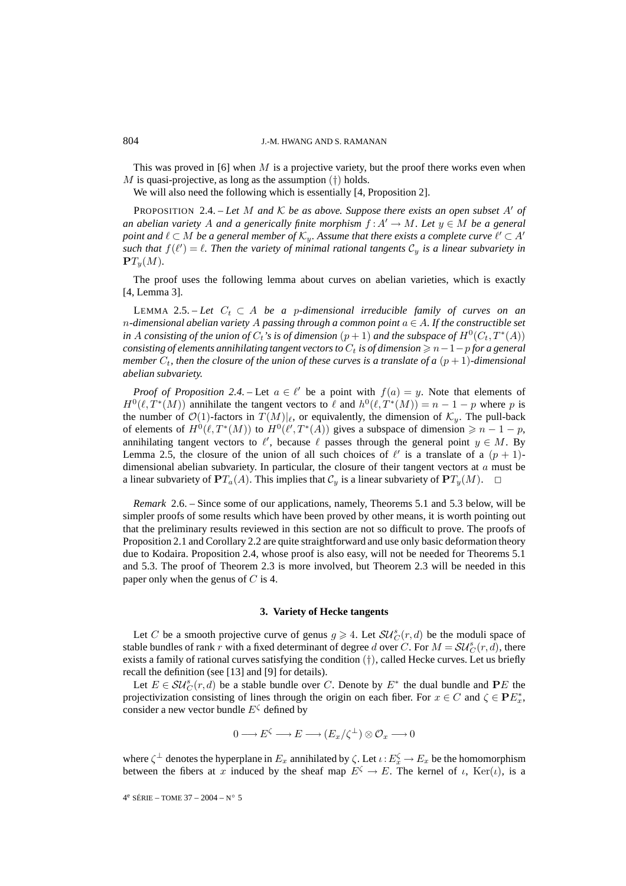This was proved in [6] when $M$ is a projective variety, but the proof there works even when $M$ is quasi-projective, as long as the assumption (†) holds.

We will also need the following which is essentially [4, Proposition 2].

PROPOSITION 2.4. – *Let $M$ and $\mathcal{K}$ be as above. Suppose there exists an open subset $A'$ of an abelian variety $A$ and a generically finite morphism $f: A' \to M$. Let $y \in M$ be a general point and $\ell \subset M$ be a general member of $\mathcal{K}_y$. Assume that there exists a complete curve $\ell' \subset A'$ such that $f(\ell') = \ell$. Then the variety of minimal rational tangents $\mathcal{C}_y$ is a linear subvariety in $\mathbf{P}T_y(M)$.*

The proof uses the following lemma about curves on abelian varieties, which is exactly [4, Lemma 3].

LEMMA 2.5. – *Let $C_t \subset A$ be a $p$-dimensional irreducible family of curves on an $n$-dimensional abelian variety $A$ passing through a common point $a \in A$. If the constructible set in $A$ consisting of the union of $C_t$'s is of dimension $(p+1)$ and the subspace of $H^0(C_t, T^*(A))$ consisting of elements annihilating tangent vectors to $C_t$ is of dimension $\geqslant n-1-p$ for a general member $C_t$, then the closure of the union of these curves is a translate of a $(p+1)$-dimensional abelian subvariety.*

*Proof of Proposition 2.4.* – Let $a \in \ell'$ be a point with $f(a) = y$. Note that elements of $H^0(\ell, T^*(M))$ annihilate the tangent vectors to $\ell$ and $h^0(\ell, T^*(M)) = n - 1 - p$ where $p$ is the number of $\mathcal{O}(1)$-factors in $T(M)|_\ell$, or equivalently, the dimension of $\mathcal{K}_y$. The pull-back of elements of $H^0(\ell, T^*(M))$ to $H^0(\ell', T^*(A))$ gives a subspace of dimension $\geqslant n-1-p$, annihilating tangent vectors to $\ell'$, because $\ell$ passes through the general point $y \in M$. By Lemma 2.5, the closure of the union of all such choices of $\ell'$ is a translate of a $(p+1)$-dimensional abelian subvariety. In particular, the closure of their tangent vectors at $a$ must be a linear subvariety of $\mathbf{P}T_a(A)$. This implies that $\mathcal{C}_y$ is a linear subvariety of $\mathbf{P}T_y(M)$. $\square$

*Remark* 2.6. – Since some of our applications, namely, Theorems 5.1 and 5.3 below, will be simpler proofs of some results which have been proved by other means, it is worth pointing out that the preliminary results reviewed in this section are not so difficult to prove. The proofs of Proposition 2.1 and Corollary 2.2 are quite straightforward and use only basic deformation theory due to Kodaira. Proposition 2.4, whose proof is also easy, will not be needed for Theorems 5.1 and 5.3. The proof of Theorem 2.3 is more involved, but Theorem 2.3 will be needed in this paper only when the genus of $C$ is 4.

## 3. Variety of Hecke tangents

Let $C$ be a smooth projective curve of genus $g \geqslant 4$. Let $\mathcal{SU}_C^s(r,d)$ be the moduli space of stable bundles of rank $r$ with a fixed determinant of degree $d$ over $C$. For $M = \mathcal{SU}_C^s(r,d)$, there exists a family of rational curves satisfying the condition (†), called Hecke curves. Let us briefly recall the definition (see [13] and [9] for details).

Let $E \in \mathcal{SU}_C^s(r,d)$ be a stable bundle over $C$. Denote by $E^*$ the dual bundle and $\mathbf{P}E$ the projectivization consisting of lines through the origin on each fiber. For $x \in C$ and $\zeta \in \mathbf{P}E_x^*$, consider a new vector bundle $E^\zeta$ defined by

$$0 \longrightarrow E^\zeta \longrightarrow E \longrightarrow (E_x/\zeta^\perp) \otimes \mathcal{O}_x \longrightarrow 0$$

where $\zeta^\perp$ denotes the hyperplane in $E_x$ annihilated by $\zeta$. Let $\iota: E_x^\zeta \to E_x$ be the homomorphism between the fibers at $x$ induced by the sheaf map $E^\zeta \to E$. The kernel of $\iota$, $\operatorname{Ker}(\iota)$, is a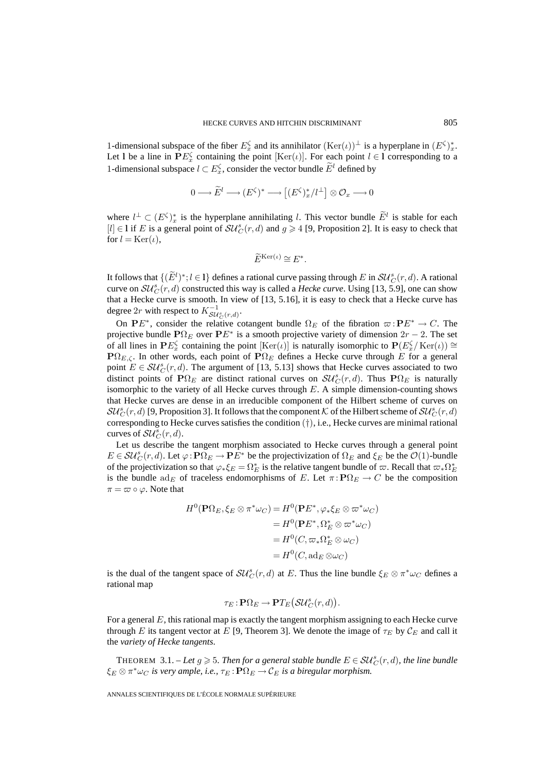1-dimensional subspace of the fiber $E^\zeta_x$ and its annihilator $(\mathrm{Ker}(\iota))^\perp$ is a hyperplane in $(E^\zeta)^*_x$. Let $\mathbf{l}$ be a line in $\mathbf{P}E^\zeta_x$ containing the point $[\mathrm{Ker}(\iota)]$. For each point $l \in \mathbf{l}$ corresponding to a 1-dimensional subspace $l \subset E^\zeta_x$, consider the vector bundle $\widetilde{E}^l$ defined by

$$0 \longrightarrow \widetilde{E}^l \longrightarrow (E^\zeta)^* \longrightarrow \big[(E^\zeta)^*_x / l^\perp\big] \otimes \mathcal{O}_x \longrightarrow 0$$

where $l^\perp \subset (E^\zeta)^*_x$ is the hyperplane annihilating $l$. This vector bundle $\widetilde{E}^l$ is stable for each $[l] \in \mathbf{l}$ if $E$ is a general point of $\mathcal{SU}^s_C(r,d)$ and $g \geqslant 4$ [9, Proposition 2]. It is easy to check that for $l = \mathrm{Ker}(\iota)$,

$$\widetilde{E}^{\mathrm{Ker}(\iota)} \cong E^*.$$

It follows that $\{(\widetilde{E}^l)^*; l \in \mathbf{l}\}$ defines a rational curve passing through $E$ in $\mathcal{SU}^s_C(r,d)$. A rational curve on $\mathcal{SU}^s_C(r,d)$ constructed this way is called a *Hecke curve*. Using [13, 5.9], one can show that a Hecke curve is smooth. In view of [13, 5.16], it is easy to check that a Hecke curve has degree $2r$ with respect to $K^{-1}_{\mathcal{SU}^s_C(r,d)}$.

On $\mathbf{P}E^*$, consider the relative cotangent bundle $\Omega_E$ of the fibration $\varpi : \mathbf{P}E^* \to C$. The projective bundle $\mathbf{P}\Omega_E$ over $\mathbf{P}E^*$ is a smooth projective variety of dimension $2r-2$. The set of all lines in $\mathbf{P}E^\zeta_x$ containing the point $[\mathrm{Ker}(\iota)]$ is naturally isomorphic to $\mathbf{P}(E^\zeta_x/\mathrm{Ker}(\iota)) \cong \mathbf{P}\Omega_{E,\zeta}$. In other words, each point of $\mathbf{P}\Omega_E$ defines a Hecke curve through $E$ for a general point $E \in \mathcal{SU}^s_C(r,d)$. The argument of [13, 5.13] shows that Hecke curves associated to two distinct points of $\mathbf{P}\Omega_E$ are distinct rational curves on $\mathcal{SU}^s_C(r,d)$. Thus $\mathbf{P}\Omega_E$ is naturally isomorphic to the variety of all Hecke curves through $E$. A simple dimension-counting shows that Hecke curves are dense in an irreducible component of the Hilbert scheme of curves on $\mathcal{SU}^s_C(r,d)$ [9, Proposition 3]. It follows that the component $\mathcal{K}$ of the Hilbert scheme of $\mathcal{SU}^s_C(r,d)$ corresponding to Hecke curves satisfies the condition (†), i.e., Hecke curves are minimal rational curves of $\mathcal{SU}^s_C(r,d)$.

Let us describe the tangent morphism associated to Hecke curves through a general point $E \in \mathcal{SU}^s_C(r,d)$. Let $\varphi : \mathbf{P}\Omega_E \to \mathbf{P}E^*$ be the projectivization of $\Omega_E$ and $\xi_E$ be the $\mathcal{O}(1)$-bundle of the projectivization so that $\varphi_*\xi_E = \Omega^*_E$ is the relative tangent bundle of $\varpi$. Recall that $\varpi_*\Omega^*_E$ is the bundle $\mathrm{ad}_E$ of traceless endomorphisms of $E$. Let $\pi : \mathbf{P}\Omega_E \to C$ be the composition $\pi = \varpi \circ \varphi$. Note that

$$\begin{aligned} H^0(\mathbf{P}\Omega_E, \xi_E \otimes \pi^*\omega_C) &= H^0(\mathbf{P}E^*, \varphi_*\xi_E \otimes \varpi^*\omega_C) \\ &= H^0(\mathbf{P}E^*, \Omega^*_E \otimes \varpi^*\omega_C) \\ &= H^0(C, \varpi_*\Omega^*_E \otimes \omega_C) \\ &= H^0(C, \mathrm{ad}_E \otimes \omega_C) \end{aligned}$$

is the dual of the tangent space of $\mathcal{SU}^s_C(r,d)$ at $E$. Thus the line bundle $\xi_E \otimes \pi^*\omega_C$ defines a rational map

$$\tau_E : \mathbf{P}\Omega_E \to \mathbf{P}T_E\big(\mathcal{SU}^s_C(r,d)\big).$$

For a general $E$, this rational map is exactly the tangent morphism assigning to each Hecke curve through $E$ its tangent vector at $E$ [9, Theorem 3]. We denote the image of $\tau_E$ by $\mathcal{C}_E$ and call it the *variety of Hecke tangents*.

THEOREM 3.1. – *Let $g \geqslant 5$. Then for a general stable bundle $E \in \mathcal{SU}^s_C(r,d)$, the line bundle $\xi_E \otimes \pi^*\omega_C$ is very ample, i.e., $\tau_E : \mathbf{P}\Omega_E \to \mathcal{C}_E$ is a biregular morphism.*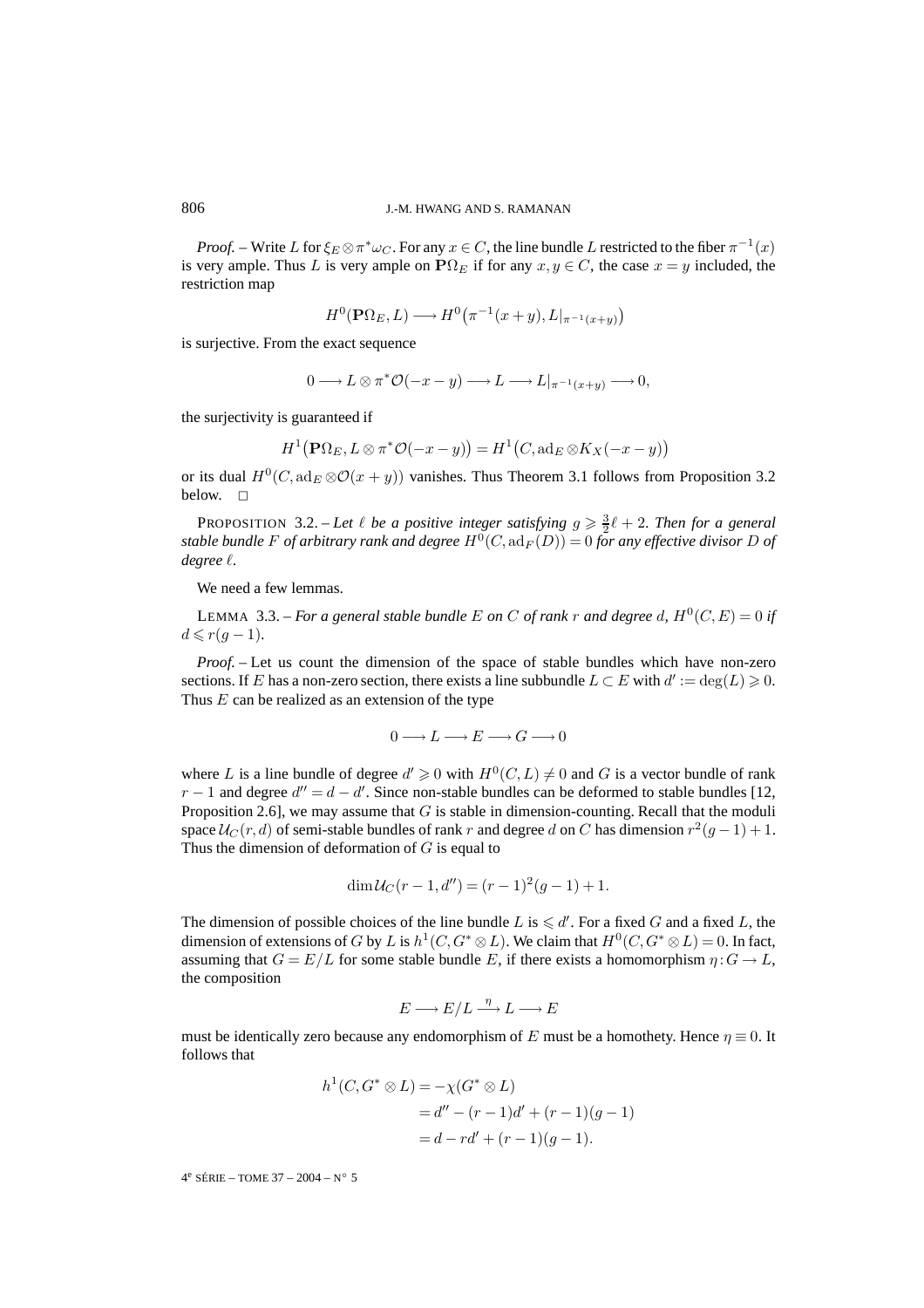*Proof.* – Write $L$ for $\xi_E \otimes \pi^*\omega_C$. For any $x \in C$, the line bundle $L$ restricted to the fiber $\pi^{-1}(x)$ is very ample. Thus $L$ is very ample on $\mathbf{P}\Omega_E$ if for any $x, y \in C$, the case $x = y$ included, the restriction map

$$H^0(\mathbf{P}\Omega_E, L) \longrightarrow H^0\big(\pi^{-1}(x+y), L|_{\pi^{-1}(x+y)}\big)$$

is surjective. From the exact sequence

$$0 \longrightarrow L \otimes \pi^*\mathcal{O}(-x-y) \longrightarrow L \longrightarrow L|_{\pi^{-1}(x+y)} \longrightarrow 0,$$

the surjectivity is guaranteed if

$$H^1\big(\mathbf{P}\Omega_E, L \otimes \pi^*\mathcal{O}(-x-y)\big) = H^1\big(C, \mathrm{ad}_E \otimes K_X(-x-y)\big)$$

or its dual $H^0(C, \mathrm{ad}_E \otimes \mathcal{O}(x+y))$ vanishes. Thus Theorem 3.1 follows from Proposition 3.2 below. $\square$

PROPOSITION 3.2. – *Let $\ell$ be a positive integer satisfying $g \geqslant \frac{3}{2}\ell + 2$. Then for a general stable bundle $F$ of arbitrary rank and degree $H^0(C, \mathrm{ad}_F(D)) = 0$ for any effective divisor $D$ of degree $\ell$.*

We need a few lemmas.

LEMMA 3.3. – *For a general stable bundle $E$ on $C$ of rank $r$ and degree $d$, $H^0(C, E) = 0$ if $d \leqslant r(g-1)$.*

*Proof.* – Let us count the dimension of the space of stable bundles which have non-zero sections. If $E$ has a non-zero section, there exists a line subbundle $L \subset E$ with $d' := \deg(L) \geqslant 0$. Thus $E$ can be realized as an extension of the type

$$0 \longrightarrow L \longrightarrow E \longrightarrow G \longrightarrow 0$$

where $L$ is a line bundle of degree $d' \geqslant 0$ with $H^0(C, L) \neq 0$ and $G$ is a vector bundle of rank $r-1$ and degree $d'' = d - d'$. Since non-stable bundles can be deformed to stable bundles [12, Proposition 2.6], we may assume that $G$ is stable in dimension-counting. Recall that the moduli space $\mathcal{U}_C(r,d)$ of semi-stable bundles of rank $r$ and degree $d$ on $C$ has dimension $r^2(g-1)+1$. Thus the dimension of deformation of $G$ is equal to

$$\dim \mathcal{U}_C(r-1, d'') = (r-1)^2(g-1) + 1.$$

The dimension of possible choices of the line bundle $L$ is $\leqslant d'$. For a fixed $G$ and a fixed $L$, the dimension of extensions of $G$ by $L$ is $h^1(C, G^* \otimes L)$. We claim that $H^0(C, G^* \otimes L) = 0$. In fact, assuming that $G = E/L$ for some stable bundle $E$, if there exists a homomorphism $\eta : G \to L$, the composition

$$E \longrightarrow E/L \xrightarrow{\ \eta\ } L \longrightarrow E$$

must be identically zero because any endomorphism of $E$ must be a homothety. Hence $\eta \equiv 0$. It follows that

$$\begin{aligned} h^1(C, G^* \otimes L) &= -\chi(G^* \otimes L) \\ &= d'' - (r-1)d' + (r-1)(g-1) \\ &= d - rd' + (r-1)(g-1). \end{aligned}$$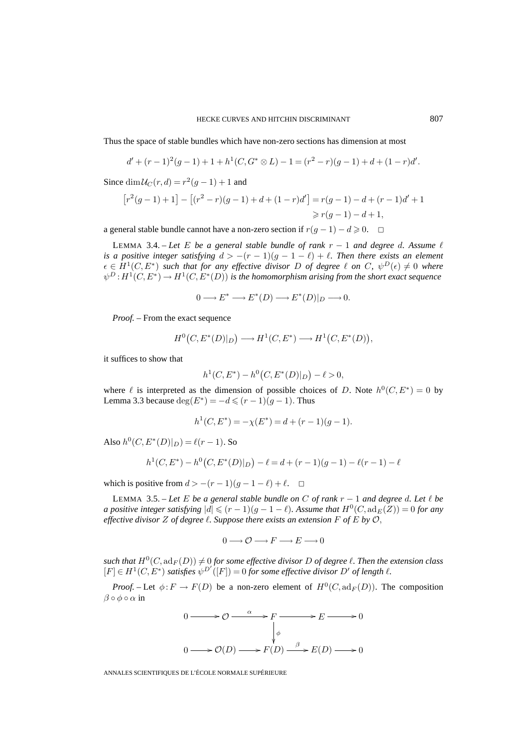Thus the space of stable bundles which have non-zero sections has dimension at most

$$d' + (r-1)^2(g-1) + 1 + h^1(C, G^* \otimes L) - 1 = (r^2 - r)(g-1) + d + (1-r)d'.$$

Since $\dim \mathcal{U}_C(r,d) = r^2(g-1)+1$ and

$$\begin{aligned}\left[r^2(g-1)+1\right] - \left[(r^2-r)(g-1) + d + (1-r)d'\right] &= r(g-1) - d + (r-1)d' + 1 \\ &\geqslant r(g-1) - d + 1,\end{aligned}$$

a general stable bundle cannot have a non-zero section if $r(g-1) - d \geqslant 0$. $\square$

LEMMA 3.4. – *Let $E$ be a general stable bundle of rank $r-1$ and degree $d$. Assume $\ell$ is a positive integer satisfying $d > -(r-1)(g-1-\ell) + \ell$. Then there exists an element $\epsilon \in H^1(C, E^*)$ such that for any effective divisor $D$ of degree $\ell$ on $C$, $\psi^D(\epsilon) \neq 0$ where $\psi^D : H^1(C, E^*) \to H^1(C, E^*(D))$ is the homomorphism arising from the short exact sequence*

$$0 \longrightarrow E^* \longrightarrow E^*(D) \longrightarrow E^*(D)|_D \longrightarrow 0.$$

*Proof.* – From the exact sequence

$$H^0\big(C, E^*(D)|_D\big) \longrightarrow H^1(C, E^*) \longrightarrow H^1\big(C, E^*(D)\big),$$

it suffices to show that

$$h^1(C, E^*) - h^0\big(C, E^*(D)|_D\big) - \ell > 0,$$

where $\ell$ is interpreted as the dimension of possible choices of $D$. Note $h^0(C, E^*) = 0$ by Lemma 3.3 because $\deg(E^*) = -d \leqslant (r-1)(g-1)$. Thus

$$h^1(C, E^*) = -\chi(E^*) = d + (r-1)(g-1).$$

Also $h^0(C, E^*(D)|_D) = \ell(r-1)$. So

$$h^1(C, E^*) - h^0\big(C, E^*(D)|_D\big) - \ell = d + (r-1)(g-1) - \ell(r-1) - \ell$$

which is positive from $d > -(r-1)(g-1-\ell) + \ell$. $\square$

LEMMA 3.5. – *Let $E$ be a general stable bundle on $C$ of rank $r-1$ and degree $d$. Let $\ell$ be a positive integer satisfying $|d| \leqslant (r-1)(g-1-\ell)$. Assume that $H^0(C, \mathrm{ad}_E(Z)) = 0$ for any effective divisor $Z$ of degree $\ell$. Suppose there exists an extension $F$ of $E$ by $\mathcal{O}$,*

$$0 \longrightarrow \mathcal{O} \longrightarrow F \longrightarrow E \longrightarrow 0$$

*such that $H^0(C, \mathrm{ad}_F(D)) \neq 0$ for some effective divisor $D$ of degree $\ell$. Then the extension class $[F] \in H^1(C, E^*)$ satisfies $\psi^{D'}([F]) = 0$ for some effective divisor $D'$ of length $\ell$.*

*Proof.* – Let $\phi : F \to F(D)$ be a non-zero element of $H^0(C, \mathrm{ad}_F(D))$. The composition $\beta \circ \phi \circ \alpha$ in

$$\begin{array}{ccccccccc} 0 & \longrightarrow & \mathcal{O} & \xrightarrow{\alpha} & F & \longrightarrow & E & \longrightarrow & 0 \\ & & & & \big\downarrow{\scriptstyle \phi} & & & & \\ 0 & \longrightarrow & \mathcal{O}(D) & \longrightarrow & F(D) & \xrightarrow{\beta} & E(D) & \longrightarrow & 0 \end{array}$$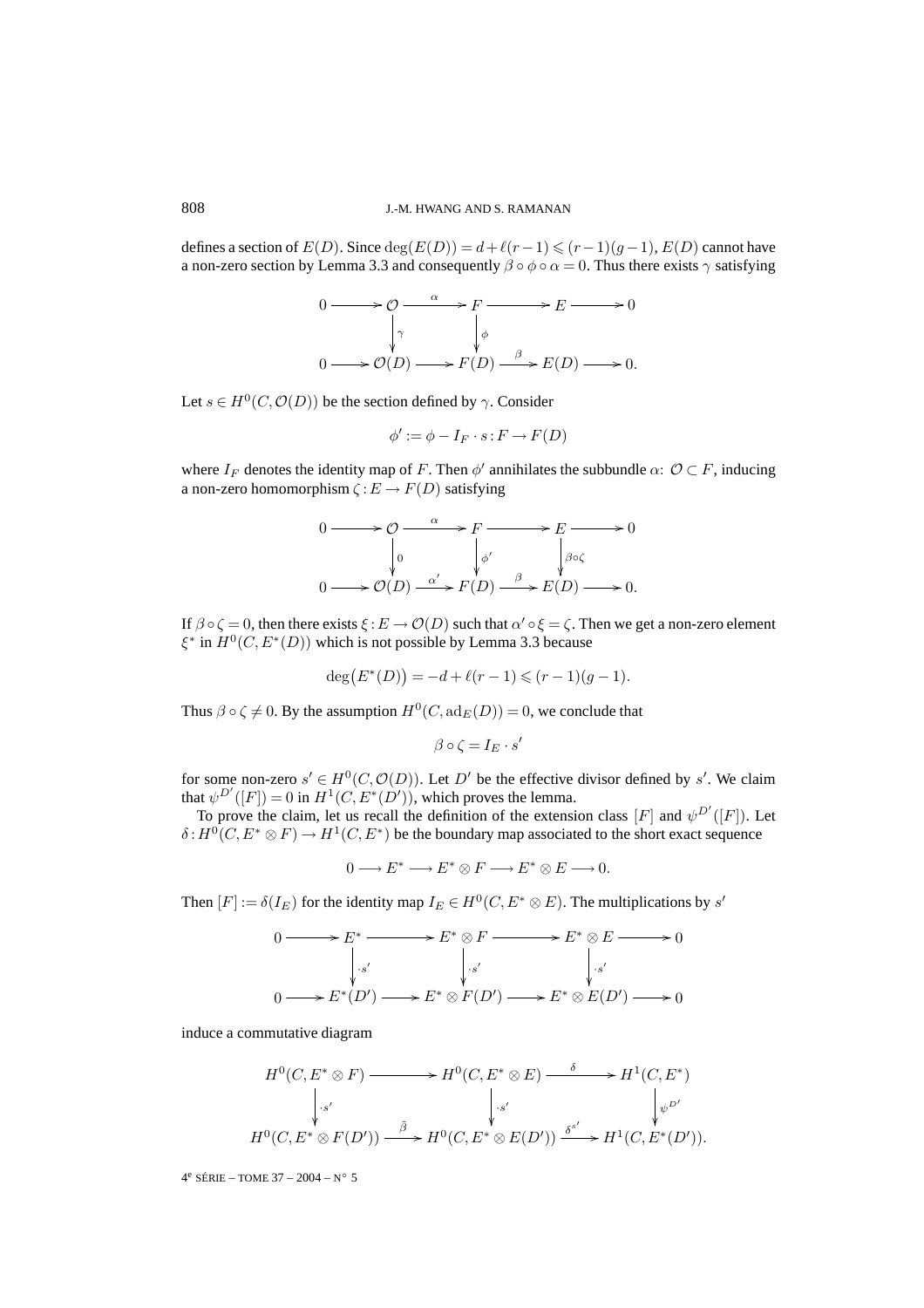defines a section of $E(D)$. Since $\deg(E(D)) = d + \ell(r-1) \leqslant (r-1)(g-1)$, $E(D)$ cannot have a non-zero section by Lemma 3.3 and consequently $\beta \circ \phi \circ \alpha = 0$. Thus there exists $\gamma$ satisfying

$$\begin{array}{ccccccccc} 0 & \longrightarrow & \mathcal{O} & \xrightarrow{\alpha} & F & \longrightarrow & E & \longrightarrow & 0 \\ & & \downarrow{\scriptstyle \gamma} & & \downarrow{\scriptstyle \phi} & & & & \\ 0 & \longrightarrow & \mathcal{O}(D) & \longrightarrow & F(D) & \xrightarrow{\beta} & E(D) & \longrightarrow & 0. \end{array}$$

Let $s \in H^0(C, \mathcal{O}(D))$ be the section defined by $\gamma$. Consider

$$\phi' := \phi - I_F \cdot s : F \to F(D)$$

where $I_F$ denotes the identity map of $F$. Then $\phi'$ annihilates the subbundle $\alpha\colon \mathcal{O} \subset F$, inducing a non-zero homomorphism $\zeta : E \to F(D)$ satisfying

$$\begin{array}{ccccccccc} 0 & \longrightarrow & \mathcal{O} & \xrightarrow{\alpha} & F & \longrightarrow & E & \longrightarrow & 0 \\ & & \downarrow{\scriptstyle 0} & & \downarrow{\scriptstyle \phi'} & & \downarrow{\scriptstyle \beta\circ\zeta} & & \\ 0 & \longrightarrow & \mathcal{O}(D) & \xrightarrow{\alpha'} & F(D) & \xrightarrow{\beta} & E(D) & \longrightarrow & 0. \end{array}$$

If $\beta \circ \zeta = 0$, then there exists $\xi : E \to \mathcal{O}(D)$ such that $\alpha' \circ \xi = \zeta$. Then we get a non-zero element $\xi^*$ in $H^0(C, E^*(D))$ which is not possible by Lemma 3.3 because

$$\deg\bigl(E^*(D)\bigr) = -d + \ell(r-1) \leqslant (r-1)(g-1).$$

Thus $\beta \circ \zeta \neq 0$. By the assumption $H^0(C, \mathrm{ad}_E(D)) = 0$, we conclude that

$$\beta \circ \zeta = I_E \cdot s'$$

for some non-zero $s' \in H^0(C, \mathcal{O}(D))$. Let $D'$ be the effective divisor defined by $s'$. We claim that $\psi^{D'}([F]) = 0$ in $H^1(C, E^*(D'))$, which proves the lemma.

To prove the claim, let us recall the definition of the extension class $[F]$ and $\psi^{D'}([F])$. Let $\delta : H^0(C, E^* \otimes F) \to H^1(C, E^*)$ be the boundary map associated to the short exact sequence

$$0 \longrightarrow E^* \longrightarrow E^* \otimes F \longrightarrow E^* \otimes E \longrightarrow 0.$$

Then $[F] := \delta(I_E)$ for the identity map $I_E \in H^0(C, E^* \otimes E)$. The multiplications by $s'$

$$\begin{array}{ccccccccc} 0 & \longrightarrow & E^* & \longrightarrow & E^* \otimes F & \longrightarrow & E^* \otimes E & \longrightarrow & 0 \\ & & \downarrow{\scriptstyle \cdot s'} & & \downarrow{\scriptstyle \cdot s'} & & \downarrow{\scriptstyle \cdot s'} & & \\ 0 & \longrightarrow & E^*(D') & \longrightarrow & E^* \otimes F(D') & \longrightarrow & E^* \otimes E(D') & \longrightarrow & 0 \end{array}$$

induce a commutative diagram

$$\begin{array}{ccccc} H^0(C, E^* \otimes F) & \longrightarrow & H^0(C, E^* \otimes E) & \xrightarrow{\delta} & H^1(C, E^*) \\ \downarrow{\scriptstyle \cdot s'} & & \downarrow{\scriptstyle \cdot s'} & & \downarrow{\scriptstyle \psi^{D'}} \\ H^0(C, E^* \otimes F(D')) & \xrightarrow{\tilde{\beta}} & H^0(C, E^* \otimes E(D')) & \xrightarrow{\delta^{s'}} & H^1(C, E^*(D')). \end{array}$$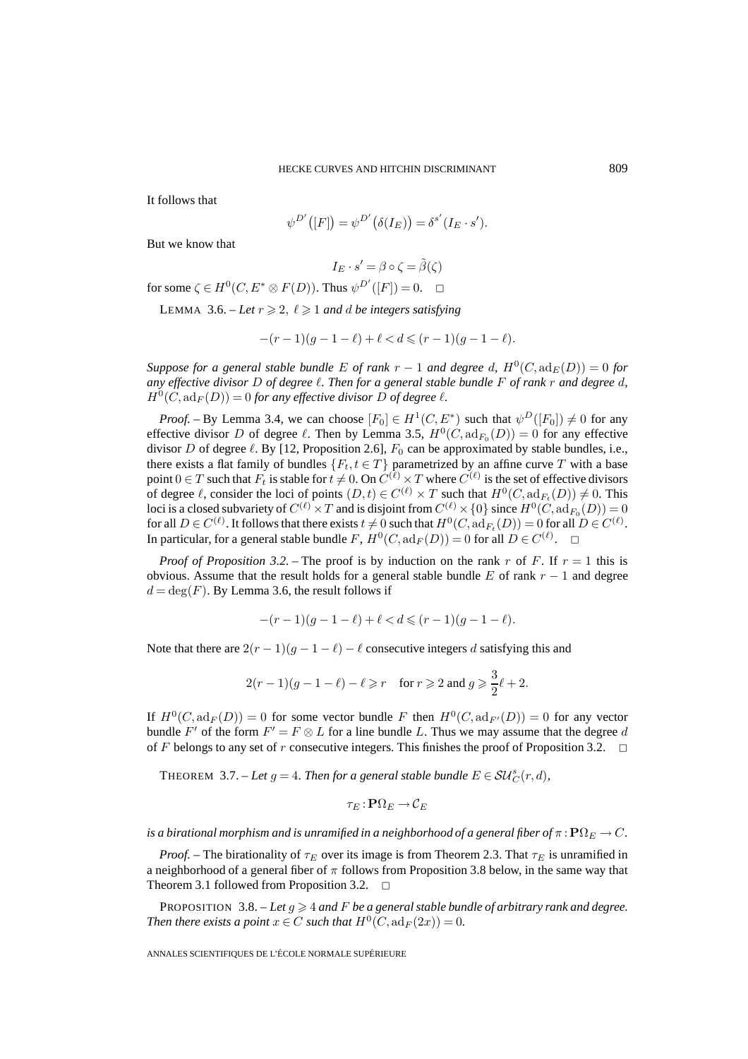It follows that

$$\psi^{D'}([F]) = \psi^{D'}(\delta(I_E)) = \delta^{s'}(I_E \cdot s').$$

But we know that

$$I_E \cdot s' = \beta \circ \zeta = \tilde{\beta}(\zeta)$$

for some $\zeta \in H^0(C, E^* \otimes F(D))$. Thus $\psi^{D'}([F]) = 0$. $\square$

LEMMA 3.6. – *Let $r \geqslant 2$, $\ell \geqslant 1$ and $d$ be integers satisfying*

$$-(r-1)(g-1-\ell) + \ell < d \leqslant (r-1)(g-1-\ell).$$

*Suppose for a general stable bundle $E$ of rank $r-1$ and degree $d$, $H^0(C, \mathrm{ad}_E(D)) = 0$ for any effective divisor $D$ of degree $\ell$. Then for a general stable bundle $F$ of rank $r$ and degree $d$, $H^0(C, \mathrm{ad}_F(D)) = 0$ for any effective divisor $D$ of degree $\ell$.*

*Proof.* – By Lemma 3.4, we can choose $[F_0] \in H^1(C, E^*)$ such that $\psi^D([F_0]) \neq 0$ for any effective divisor $D$ of degree $\ell$. Then by Lemma 3.5, $H^0(C, \mathrm{ad}_{F_0}(D)) = 0$ for any effective divisor $D$ of degree $\ell$. By [12, Proposition 2.6], $F_0$ can be approximated by stable bundles, i.e., there exists a flat family of bundles $\{F_t, t \in T\}$ parametrized by an affine curve $T$ with a base point $0 \in T$ such that $F_t$ is stable for $t \neq 0$. On $C^{(\ell)} \times T$ where $C^{(\ell)}$ is the set of effective divisors of degree $\ell$, consider the loci of points $(D, t) \in C^{(\ell)} \times T$ such that $H^0(C, \mathrm{ad}_{F_t}(D)) \neq 0$. This loci is a closed subvariety of $C^{(\ell)} \times T$ and is disjoint from $C^{(\ell)} \times \{0\}$ since $H^0(C, \mathrm{ad}_{F_0}(D)) = 0$ for all $D \in C^{(\ell)}$. It follows that there exists $t \neq 0$ such that $H^0(C, \mathrm{ad}_{F_t}(D)) = 0$ for all $D \in C^{(\ell)}$. In particular, for a general stable bundle $F$, $H^0(C, \mathrm{ad}_F(D)) = 0$ for all $D \in C^{(\ell)}$. $\square$

*Proof of Proposition 3.2.* – The proof is by induction on the rank $r$ of $F$. If $r = 1$ this is obvious. Assume that the result holds for a general stable bundle $E$ of rank $r-1$ and degree $d = \deg(F)$. By Lemma 3.6, the result follows if

$$-(r-1)(g-1-\ell) + \ell < d \leqslant (r-1)(g-1-\ell).$$

Note that there are $2(r-1)(g-1-\ell) - \ell$ consecutive integers $d$ satisfying this and

$$2(r-1)(g-1-\ell) - \ell \geqslant r \quad \text{for } r \geqslant 2 \text{ and } g \geqslant \frac{3}{2}\ell + 2.$$

If $H^0(C, \mathrm{ad}_F(D)) = 0$ for some vector bundle $F$ then $H^0(C, \mathrm{ad}_{F'}(D)) = 0$ for any vector bundle $F'$ of the form $F' = F \otimes L$ for a line bundle $L$. Thus we may assume that the degree $d$ of $F$ belongs to any set of $r$ consecutive integers. This finishes the proof of Proposition 3.2. $\square$

THEOREM 3.7. – *Let $g = 4$. Then for a general stable bundle $E \in \mathcal{SU}_C^s(r, d)$,*

$$\tau_E : \mathbf{P}\Omega_E \to \mathcal{C}_E$$

*is a birational morphism and is unramified in a neighborhood of a general fiber of $\pi : \mathbf{P}\Omega_E \to C$.*

*Proof.* – The birationality of $\tau_E$ over its image is from Theorem 2.3. That $\tau_E$ is unramified in a neighborhood of a general fiber of $\pi$ follows from Proposition 3.8 below, in the same way that Theorem 3.1 followed from Proposition 3.2. $\square$

PROPOSITION 3.8. – *Let $g \geqslant 4$ and $F$ be a general stable bundle of arbitrary rank and degree. Then there exists a point $x \in C$ such that $H^0(C, \mathrm{ad}_F(2x)) = 0$.*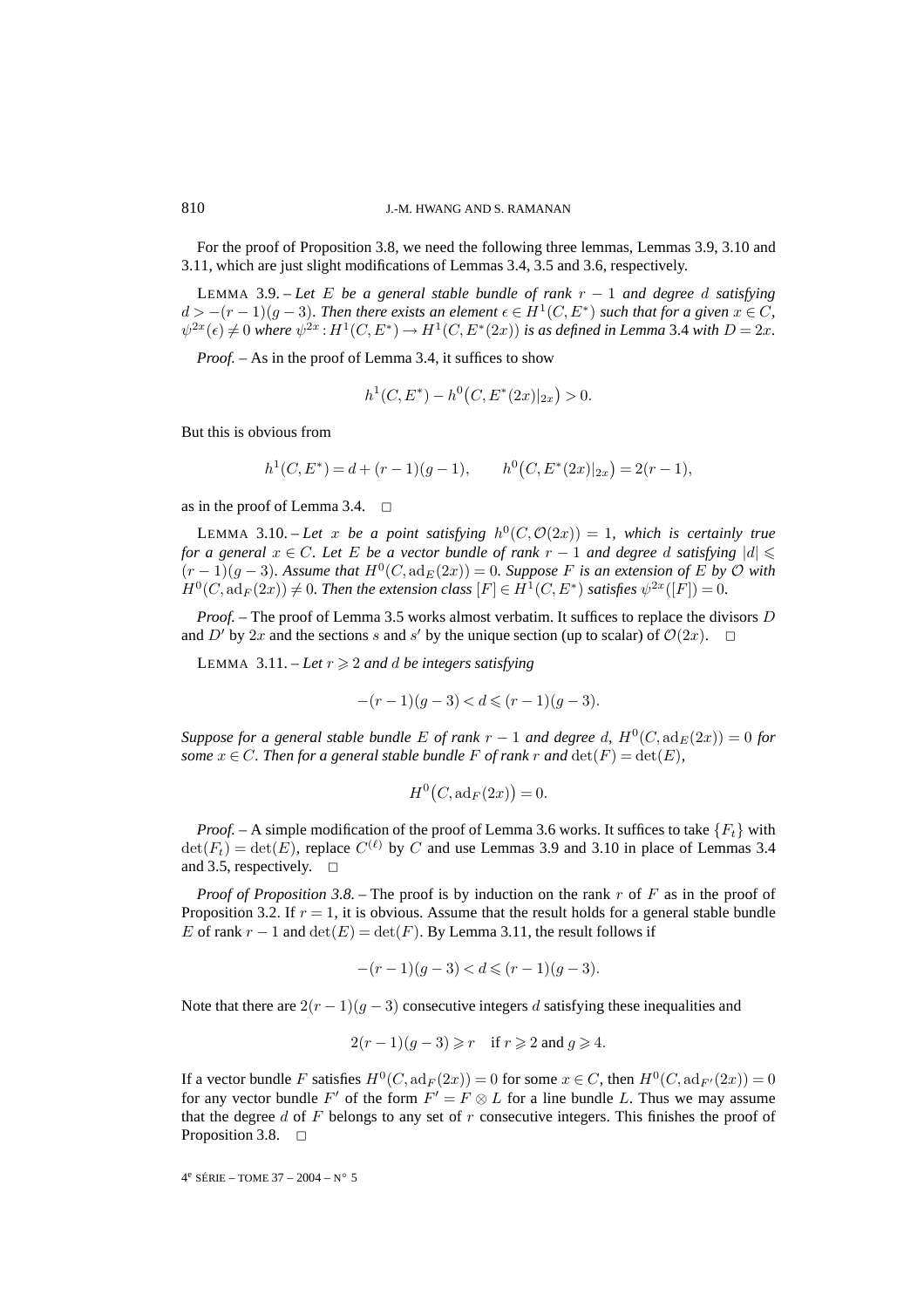For the proof of Proposition 3.8, we need the following three lemmas, Lemmas 3.9, 3.10 and 3.11, which are just slight modifications of Lemmas 3.4, 3.5 and 3.6, respectively.

LEMMA 3.9. – *Let $E$ be a general stable bundle of rank $r-1$ and degree $d$ satisfying $d > -(r-1)(g-3)$. Then there exists an element $\epsilon \in H^1(C, E^*)$ such that for a given $x \in C$, $\psi^{2x}(\epsilon) \neq 0$ where $\psi^{2x} : H^1(C, E^*) \to H^1(C, E^*(2x))$ is as defined in Lemma 3.4 with $D = 2x$.*

*Proof.* – As in the proof of Lemma 3.4, it suffices to show

$$h^1(C, E^*) - h^0\big(C, E^*(2x)|_{2x}\big) > 0.$$

But this is obvious from

$$h^1(C, E^*) = d + (r-1)(g-1), \qquad h^0\big(C, E^*(2x)|_{2x}\big) = 2(r-1),$$

as in the proof of Lemma 3.4. □

LEMMA 3.10. – *Let $x$ be a point satisfying $h^0(C, \mathcal{O}(2x)) = 1$, which is certainly true for a general $x \in C$. Let $E$ be a vector bundle of rank $r-1$ and degree $d$ satisfying $|d| \leqslant (r-1)(g-3)$. Assume that $H^0(C, \mathrm{ad}_E(2x)) = 0$. Suppose $F$ is an extension of $E$ by $\mathcal{O}$ with $H^0(C, \mathrm{ad}_F(2x)) \neq 0$. Then the extension class $[F] \in H^1(C, E^*)$ satisfies $\psi^{2x}([F]) = 0$.*

*Proof.* – The proof of Lemma 3.5 works almost verbatim. It suffices to replace the divisors $D$ and $D'$ by $2x$ and the sections $s$ and $s'$ by the unique section (up to scalar) of $\mathcal{O}(2x)$. □

LEMMA 3.11. – *Let $r \geqslant 2$ and $d$ be integers satisfying*

$$-(r-1)(g-3) < d \leqslant (r-1)(g-3).$$

*Suppose for a general stable bundle $E$ of rank $r-1$ and degree $d$, $H^0(C, \mathrm{ad}_E(2x)) = 0$ for some $x \in C$. Then for a general stable bundle $F$ of rank $r$ and $\det(F) = \det(E)$,*

$$H^0\big(C, \mathrm{ad}_F(2x)\big) = 0.$$

*Proof.* – A simple modification of the proof of Lemma 3.6 works. It suffices to take $\{F_t\}$ with $\det(F_t) = \det(E)$, replace $C^{(\ell)}$ by $C$ and use Lemmas 3.9 and 3.10 in place of Lemmas 3.4 and 3.5, respectively. □

*Proof of Proposition 3.8.* – The proof is by induction on the rank $r$ of $F$ as in the proof of Proposition 3.2. If $r = 1$, it is obvious. Assume that the result holds for a general stable bundle $E$ of rank $r-1$ and $\det(E) = \det(F)$. By Lemma 3.11, the result follows if

$$-(r-1)(g-3) < d \leqslant (r-1)(g-3).$$

Note that there are $2(r-1)(g-3)$ consecutive integers $d$ satisfying these inequalities and

$$2(r-1)(g-3) \geqslant r \quad \text{if } r \geqslant 2 \text{ and } g \geqslant 4.$$

If a vector bundle $F$ satisfies $H^0(C, \mathrm{ad}_F(2x)) = 0$ for some $x \in C$, then $H^0(C, \mathrm{ad}_{F'}(2x)) = 0$ for any vector bundle $F'$ of the form $F' = F \otimes L$ for a line bundle $L$. Thus we may assume that the degree $d$ of $F$ belongs to any set of $r$ consecutive integers. This finishes the proof of Proposition 3.8. □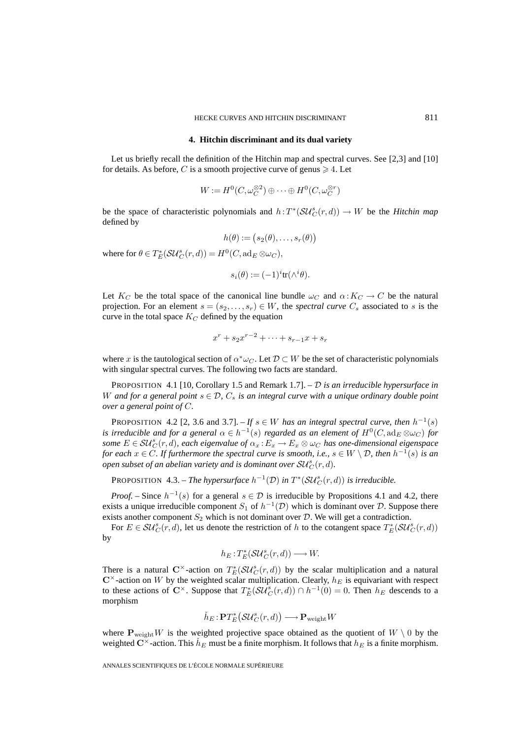## 4. Hitchin discriminant and its dual variety

Let us briefly recall the definition of the Hitchin map and spectral curves. See [2,3] and [10] for details. As before, $C$ is a smooth projective curve of genus $\geqslant 4$. Let

$$W := H^0(C, \omega_C^{\otimes 2}) \oplus \cdots \oplus H^0(C, \omega_C^{\otimes r})$$

be the space of characteristic polynomials and $h: T^*(\mathcal{SU}_C^s(r,d)) \to W$ be the *Hitchin map* defined by

$$h(\theta) := \big(s_2(\theta), \ldots, s_r(\theta)\big)$$

where for $\theta \in T_E^*(\mathcal{SU}_C^s(r,d)) = H^0(C, \mathrm{ad}_E \otimes \omega_C)$,

$$s_i(\theta) := (-1)^i \mathrm{tr}(\wedge^i \theta).$$

Let $K_C$ be the total space of the canonical line bundle $\omega_C$ and $\alpha: K_C \to C$ be the natural projection. For an element $s = (s_2, \ldots, s_r) \in W$, the *spectral curve* $C_s$ associated to $s$ is the curve in the total space $K_C$ defined by the equation

$$x^r + s_2 x^{r-2} + \cdots + s_{r-1} x + s_r$$

where $x$ is the tautological section of $\alpha^* \omega_C$. Let $\mathcal{D} \subset W$ be the set of characteristic polynomials with singular spectral curves. The following two facts are standard.

PROPOSITION 4.1 [10, Corollary 1.5 and Remark 1.7]. – *$\mathcal{D}$ is an irreducible hypersurface in $W$ and for a general point $s \in \mathcal{D}$, $C_s$ is an integral curve with a unique ordinary double point over a general point of $C$.*

PROPOSITION 4.2 [2, 3.6 and 3.7]. – *If $s \in W$ has an integral spectral curve, then $h^{-1}(s)$ is irreducible and for a general $\alpha \in h^{-1}(s)$ regarded as an element of $H^0(C, \mathrm{ad}_E \otimes \omega_C)$ for some $E \in \mathcal{SU}_C^s(r,d)$, each eigenvalue of $\alpha_x : E_x \to E_x \otimes \omega_C$ has one-dimensional eigenspace for each $x \in C$. If furthermore the spectral curve is smooth, i.e., $s \in W \setminus \mathcal{D}$, then $h^{-1}(s)$ is an open subset of an abelian variety and is dominant over $\mathcal{SU}_C^s(r,d)$.*

PROPOSITION 4.3. – *The hypersurface $h^{-1}(\mathcal{D})$ in $T^*(\mathcal{SU}_C^s(r,d))$ is irreducible.*

*Proof.* – Since $h^{-1}(s)$ for a general $s \in \mathcal{D}$ is irreducible by Propositions 4.1 and 4.2, there exists a unique irreducible component $S_1$ of $h^{-1}(\mathcal{D})$ which is dominant over $\mathcal{D}$. Suppose there exists another component $S_2$ which is not dominant over $\mathcal{D}$. We will get a contradiction.

For $E \in \mathcal{SU}_C^s(r,d)$, let us denote the restriction of $h$ to the cotangent space $T_E^*(\mathcal{SU}_C^s(r,d))$ by

$$h_E : T_E^*(\mathcal{SU}_C^s(r,d)) \longrightarrow W.$$

There is a natural $\mathbf{C}^\times$-action on $T_E^*(\mathcal{SU}_C^s(r,d))$ by the scalar multiplication and a natural $\mathbf{C}^\times$-action on $W$ by the weighted scalar multiplication. Clearly, $h_E$ is equivariant with respect to these actions of $\mathbf{C}^\times$. Suppose that $T_E^*(\mathcal{SU}_C^s(r,d)) \cap h^{-1}(0) = 0$. Then $h_E$ descends to a morphism

$$\check{h}_E : \mathbf{P}T_E^*\big(\mathcal{SU}_C^s(r,d)\big) \longrightarrow \mathbf{P}_{\mathrm{weight}} W$$

where $\mathbf{P}_{\mathrm{weight}} W$ is the weighted projective space obtained as the quotient of $W \setminus 0$ by the weighted $\mathbf{C}^\times$-action. This $\check{h}_E$ must be a finite morphism. It follows that $h_E$ is a finite morphism.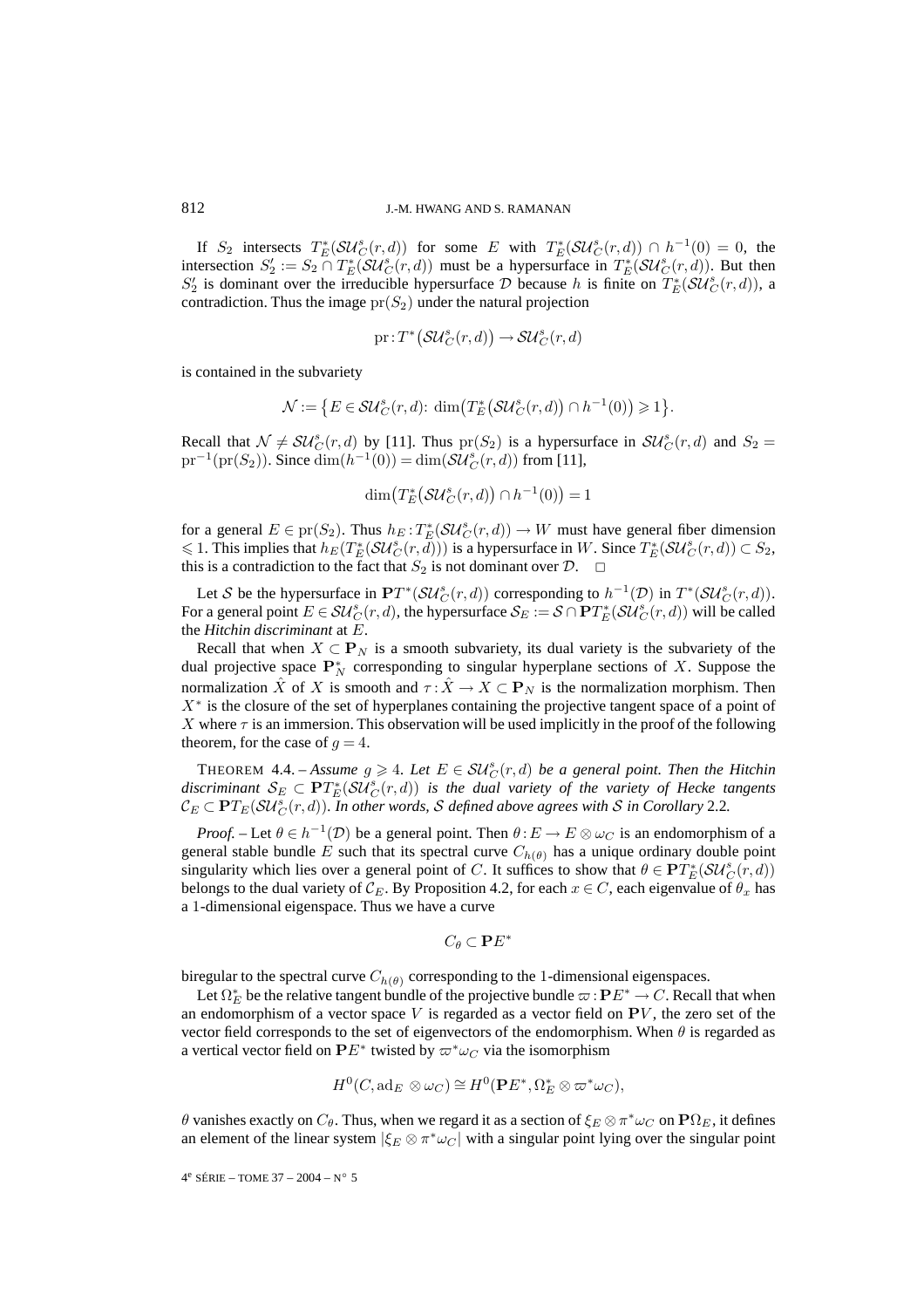If $S_2$ intersects $T^*_E(\mathcal{SU}^s_C(r,d))$ for some $E$ with $T^*_E(\mathcal{SU}^s_C(r,d)) \cap h^{-1}(0) = 0$, the intersection $S_2' := S_2 \cap T^*_E(\mathcal{SU}^s_C(r,d))$ must be a hypersurface in $T^*_E(\mathcal{SU}^s_C(r,d))$. But then $S_2'$ is dominant over the irreducible hypersurface $\mathcal{D}$ because $h$ is finite on $T^*_E(\mathcal{SU}^s_C(r,d))$, a contradiction. Thus the image $\mathrm{pr}(S_2)$ under the natural projection

$$\mathrm{pr}: T^*\big(\mathcal{SU}^s_C(r,d)\big) \to \mathcal{SU}^s_C(r,d)$$

is contained in the subvariety

$$\mathcal{N} := \big\{E \in \mathcal{SU}^s_C(r,d)\colon \dim\big(T^*_E\big(\mathcal{SU}^s_C(r,d)\big) \cap h^{-1}(0)\big) \geqslant 1\big\}.$$

Recall that $\mathcal{N} \neq \mathcal{SU}^s_C(r,d)$ by [11]. Thus $\mathrm{pr}(S_2)$ is a hypersurface in $\mathcal{SU}^s_C(r,d)$ and $S_2 = \mathrm{pr}^{-1}(\mathrm{pr}(S_2))$. Since $\dim(h^{-1}(0)) = \dim(\mathcal{SU}^s_C(r,d))$ from [11],

$$\dim\big(T^*_E\big(\mathcal{SU}^s_C(r,d)\big) \cap h^{-1}(0)\big) = 1$$

for a general $E \in \mathrm{pr}(S_2)$. Thus $h_E : T^*_E(\mathcal{SU}^s_C(r,d)) \to W$ must have general fiber dimension $\leqslant 1$. This implies that $h_E(T^*_E(\mathcal{SU}^s_C(r,d)))$ is a hypersurface in $W$. Since $T^*_E(\mathcal{SU}^s_C(r,d)) \subset S_2$, this is a contradiction to the fact that $S_2$ is not dominant over $\mathcal{D}$. $\square$

Let $\mathcal{S}$ be the hypersurface in $\mathbf{P}T^*(\mathcal{SU}^s_C(r,d))$ corresponding to $h^{-1}(\mathcal{D})$ in $T^*(\mathcal{SU}^s_C(r,d))$. For a general point $E \in \mathcal{SU}^s_C(r,d)$, the hypersurface $\mathcal{S}_E := \mathcal{S} \cap \mathbf{P}T^*_E(\mathcal{SU}^s_C(r,d))$ will be called the *Hitchin discriminant* at $E$.

Recall that when $X \subset \mathbf{P}_N$ is a smooth subvariety, its dual variety is the subvariety of the dual projective space $\mathbf{P}^*_N$ corresponding to singular hyperplane sections of $X$. Suppose the normalization $\hat{X}$ of $X$ is smooth and $\tau : \hat{X} \to X \subset \mathbf{P}_N$ is the normalization morphism. Then $X^*$ is the closure of the set of hyperplanes containing the projective tangent space of a point of $X$ where $\tau$ is an immersion. This observation will be used implicitly in the proof of the following theorem, for the case of $g = 4$.

THEOREM 4.4. – *Assume $g \geqslant 4$. Let $E \in \mathcal{SU}^s_C(r,d)$ be a general point. Then the Hitchin discriminant $\mathcal{S}_E \subset \mathbf{P}T^*_E(\mathcal{SU}^s_C(r,d))$ is the dual variety of the variety of Hecke tangents $\mathcal{C}_E \subset \mathbf{P}T_E(\mathcal{SU}^s_C(r,d))$. In other words, $\mathcal{S}$ defined above agrees with $\mathcal{S}$ in Corollary* 2.2.

*Proof.* – Let $\theta \in h^{-1}(\mathcal{D})$ be a general point. Then $\theta : E \to E \otimes \omega_C$ is an endomorphism of a general stable bundle $E$ such that its spectral curve $C_{h(\theta)}$ has a unique ordinary double point singularity which lies over a general point of $C$. It suffices to show that $\theta \in \mathbf{P}T^*_E(\mathcal{SU}^s_C(r,d))$ belongs to the dual variety of $\mathcal{C}_E$. By Proposition 4.2, for each $x \in C$, each eigenvalue of $\theta_x$ has a 1-dimensional eigenspace. Thus we have a curve

$$C_\theta \subset \mathbf{P}E^*$$

biregular to the spectral curve $C_{h(\theta)}$ corresponding to the 1-dimensional eigenspaces.

Let $\Omega^*_E$ be the relative tangent bundle of the projective bundle $\varpi : \mathbf{P}E^* \to C$. Recall that when an endomorphism of a vector space $V$ is regarded as a vector field on $\mathbf{P}V$, the zero set of the vector field corresponds to the set of eigenvectors of the endomorphism. When $\theta$ is regarded as a vertical vector field on $\mathbf{P}E^*$ twisted by $\varpi^*\omega_C$ via the isomorphism

$$H^0(C, \mathrm{ad}_E \otimes \omega_C) \cong H^0(\mathbf{P}E^*, \Omega^*_E \otimes \varpi^*\omega_C),$$

$\theta$ vanishes exactly on $C_\theta$. Thus, when we regard it as a section of $\xi_E \otimes \pi^*\omega_C$ on $\mathbf{P}\Omega_E$, it defines an element of the linear system $|\xi_E \otimes \pi^*\omega_C|$ with a singular point lying over the singular point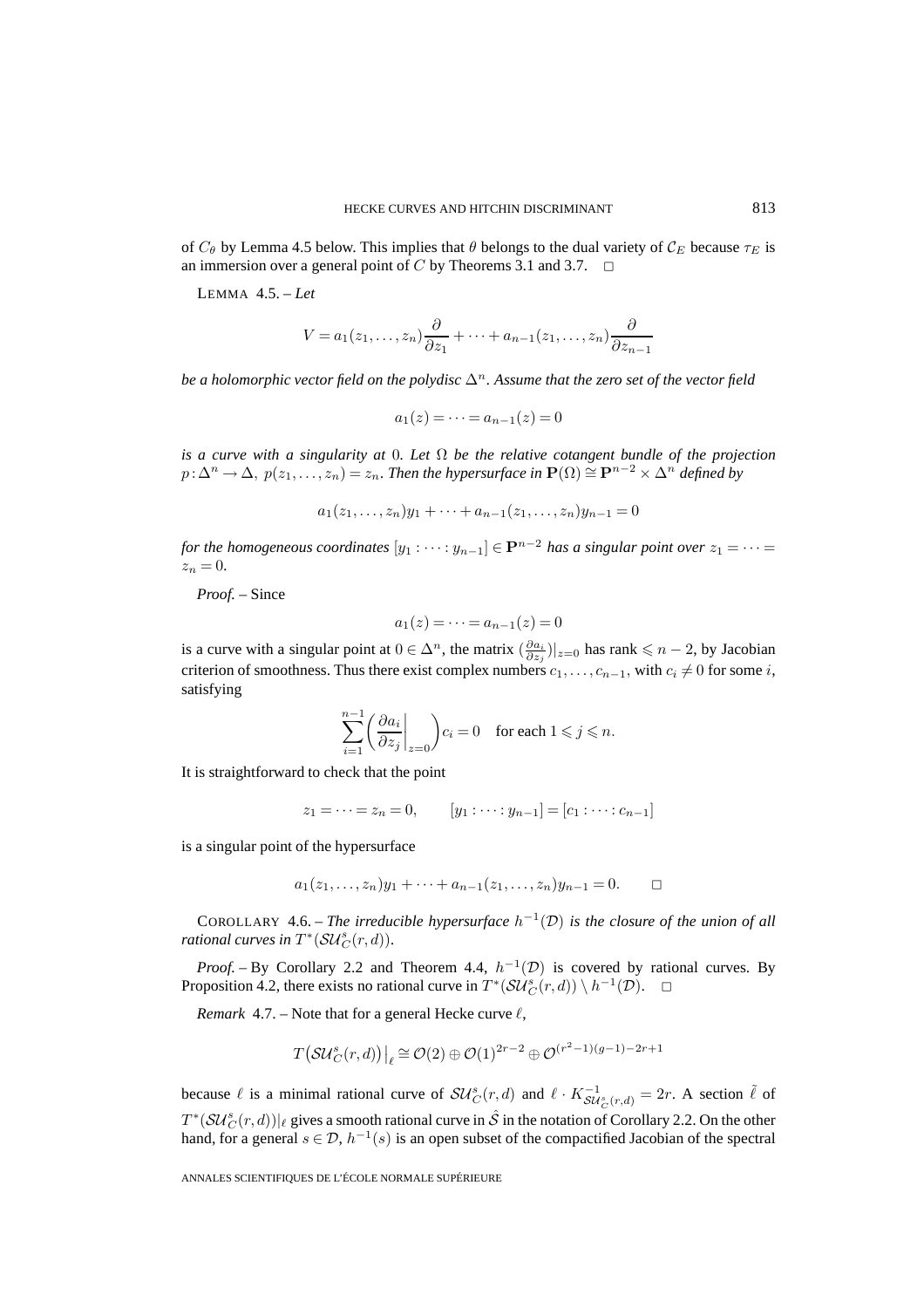of $C_\theta$ by Lemma 4.5 below. This implies that $\theta$ belongs to the dual variety of $\mathcal{C}_E$ because $\tau_E$ is an immersion over a general point of $C$ by Theorems 3.1 and 3.7. $\square$

LEMMA 4.5. – *Let*

$$V = a_1(z_1, \ldots, z_n)\frac{\partial}{\partial z_1} + \cdots + a_{n-1}(z_1, \ldots, z_n)\frac{\partial}{\partial z_{n-1}}$$

*be a holomorphic vector field on the polydisc $\Delta^n$. Assume that the zero set of the vector field*

$$a_1(z) = \cdots = a_{n-1}(z) = 0$$

*is a curve with a singularity at $0$. Let $\Omega$ be the relative cotangent bundle of the projection $p : \Delta^n \to \Delta,\ p(z_1, \ldots, z_n) = z_n$. Then the hypersurface in $\mathbf{P}(\Omega) \cong \mathbf{P}^{n-2} \times \Delta^n$ defined by*

$$a_1(z_1, \ldots, z_n)y_1 + \cdots + a_{n-1}(z_1, \ldots, z_n)y_{n-1} = 0$$

*for the homogeneous coordinates $[y_1 : \cdots : y_{n-1}] \in \mathbf{P}^{n-2}$ has a singular point over $z_1 = \cdots = z_n = 0$.*

*Proof.* – Since

$$a_1(z) = \cdots = a_{n-1}(z) = 0$$

is a curve with a singular point at $0 \in \Delta^n$, the matrix $(\frac{\partial a_i}{\partial z_j})|_{z=0}$ has rank $\leqslant n-2$, by Jacobian criterion of smoothness. Thus there exist complex numbers $c_1, \ldots, c_{n-1}$, with $c_i \neq 0$ for some $i$, satisfying

$$\sum_{i=1}^{n-1} \left( \frac{\partial a_i}{\partial z_j}\bigg|_{z=0} \right) c_i = 0 \quad \text{for each } 1 \leqslant j \leqslant n.$$

It is straightforward to check that the point

$$z_1 = \cdots = z_n = 0, \qquad [y_1 : \cdots : y_{n-1}] = [c_1 : \cdots : c_{n-1}]$$

is a singular point of the hypersurface

$$a_1(z_1, \ldots, z_n)y_1 + \cdots + a_{n-1}(z_1, \ldots, z_n)y_{n-1} = 0. \qquad \square$$

COROLLARY 4.6. – *The irreducible hypersurface $h^{-1}(\mathcal{D})$ is the closure of the union of all rational curves in $T^*(\mathcal{SU}^s_C(r,d))$.*

*Proof.* – By Corollary 2.2 and Theorem 4.4, $h^{-1}(\mathcal{D})$ is covered by rational curves. By Proposition 4.2, there exists no rational curve in $T^*(\mathcal{SU}^s_C(r,d)) \setminus h^{-1}(\mathcal{D})$. $\square$

*Remark* 4.7. – Note that for a general Hecke curve $\ell$,

$$T\big(\mathcal{SU}^s_C(r,d)\big)\big|_\ell \cong \mathcal{O}(2) \oplus \mathcal{O}(1)^{2r-2} \oplus \mathcal{O}^{(r^2-1)(g-1)-2r+1}$$

because $\ell$ is a minimal rational curve of $\mathcal{SU}^s_C(r,d)$ and $\ell \cdot K^{-1}_{\mathcal{SU}^s_C(r,d)} = 2r$. A section $\tilde{\ell}$ of $T^*(\mathcal{SU}^s_C(r,d))|_\ell$ gives a smooth rational curve in $\hat{\mathcal{S}}$ in the notation of Corollary 2.2. On the other hand, for a general $s \in \mathcal{D}$, $h^{-1}(s)$ is an open subset of the compactified Jacobian of the spectral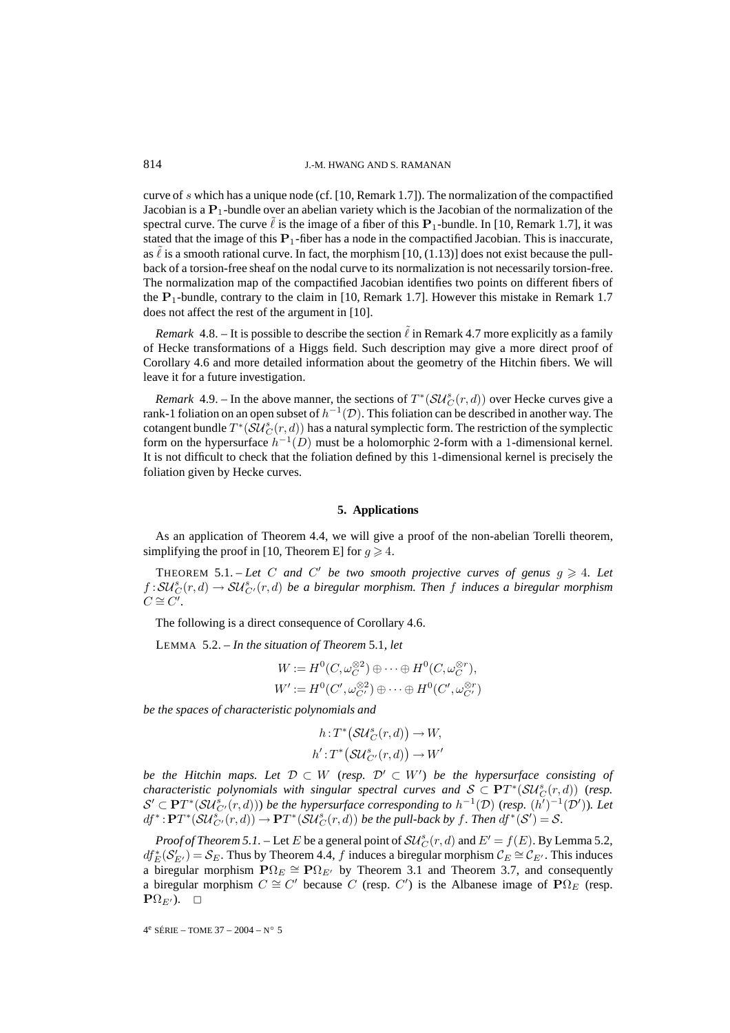curve of $s$ which has a unique node (cf. [10, Remark 1.7]). The normalization of the compactified Jacobian is a $\mathbf{P}_1$-bundle over an abelian variety which is the Jacobian of the normalization of the spectral curve. The curve $\tilde{\ell}$ is the image of a fiber of this $\mathbf{P}_1$-bundle. In [10, Remark 1.7], it was stated that the image of this $\mathbf{P}_1$-fiber has a node in the compactified Jacobian. This is inaccurate, as $\tilde{\ell}$ is a smooth rational curve. In fact, the morphism [10, (1.13)] does not exist because the pull-back of a torsion-free sheaf on the nodal curve to its normalization is not necessarily torsion-free. The normalization map of the compactified Jacobian identifies two points on different fibers of the $\mathbf{P}_1$-bundle, contrary to the claim in [10, Remark 1.7]. However this mistake in Remark 1.7 does not affect the rest of the argument in [10].

*Remark* 4.8. – It is possible to describe the section $\tilde{\ell}$ in Remark 4.7 more explicitly as a family of Hecke transformations of a Higgs field. Such description may give a more direct proof of Corollary 4.6 and more detailed information about the geometry of the Hitchin fibers. We will leave it for a future investigation.

*Remark* 4.9. – In the above manner, the sections of $T^*(\mathcal{SU}_C^s(r,d))$ over Hecke curves give a rank-1 foliation on an open subset of $h^{-1}(\mathcal{D})$. This foliation can be described in another way. The cotangent bundle $T^*(\mathcal{SU}_C^s(r,d))$ has a natural symplectic form. The restriction of the symplectic form on the hypersurface $h^{-1}(D)$ must be a holomorphic 2-form with a 1-dimensional kernel. It is not difficult to check that the foliation defined by this 1-dimensional kernel is precisely the foliation given by Hecke curves.

## 5. Applications

As an application of Theorem 4.4, we will give a proof of the non-abelian Torelli theorem, simplifying the proof in [10, Theorem E] for $g \geqslant 4$.

THEOREM 5.1. – *Let $C$ and $C'$ be two smooth projective curves of genus $g \geqslant 4$. Let $f: \mathcal{SU}_C^s(r,d) \to \mathcal{SU}_{C'}^s(r,d)$ be a biregular morphism. Then $f$ induces a biregular morphism $C \cong C'$.*

The following is a direct consequence of Corollary 4.6.

LEMMA 5.2. – *In the situation of Theorem* 5.1*, let*

$$W := H^0(C, \omega_C^{\otimes 2}) \oplus \cdots \oplus H^0(C, \omega_C^{\otimes r}),$$
$$W' := H^0(C', \omega_{C'}^{\otimes 2}) \oplus \cdots \oplus H^0(C', \omega_{C'}^{\otimes r})$$

*be the spaces of characteristic polynomials and*

$$h: T^*\big(\mathcal{SU}_C^s(r,d)\big) \to W,$$
$$h': T^*\big(\mathcal{SU}_{C'}^s(r,d)\big) \to W'$$

*be the Hitchin maps. Let $\mathcal{D} \subset W$ (resp. $\mathcal{D}' \subset W'$) be the hypersurface consisting of characteristic polynomials with singular spectral curves and $\mathcal{S} \subset \mathbf{P}T^*(\mathcal{SU}_C^s(r,d))$ (resp. $\mathcal{S}' \subset \mathbf{P}T^*(\mathcal{SU}_{C'}^s(r,d))$) be the hypersurface corresponding to $h^{-1}(\mathcal{D})$ (resp. $(h')^{-1}(\mathcal{D}')$). Let $df^*: \mathbf{P}T^*(\mathcal{SU}_{C'}^s(r,d)) \to \mathbf{P}T^*(\mathcal{SU}_C^s(r,d))$ be the pull-back by $f$. Then $df^*(\mathcal{S}') = \mathcal{S}$.*

*Proof of Theorem 5.1.* – Let $E$ be a general point of $\mathcal{SU}_C^s(r,d)$ and $E' = f(E)$. By Lemma 5.2, $df_E^*(\mathcal{S}'_{E'}) = \mathcal{S}_E$. Thus by Theorem 4.4, $f$ induces a biregular morphism $\mathcal{C}_E \cong \mathcal{C}_{E'}$. This induces a biregular morphism $\mathbf{P}\Omega_E \cong \mathbf{P}\Omega_{E'}$ by Theorem 3.1 and Theorem 3.7, and consequently a biregular morphism $C \cong C'$ because $C$ (resp. $C'$) is the Albanese image of $\mathbf{P}\Omega_E$ (resp. $\mathbf{P}\Omega_{E'}$). $\square$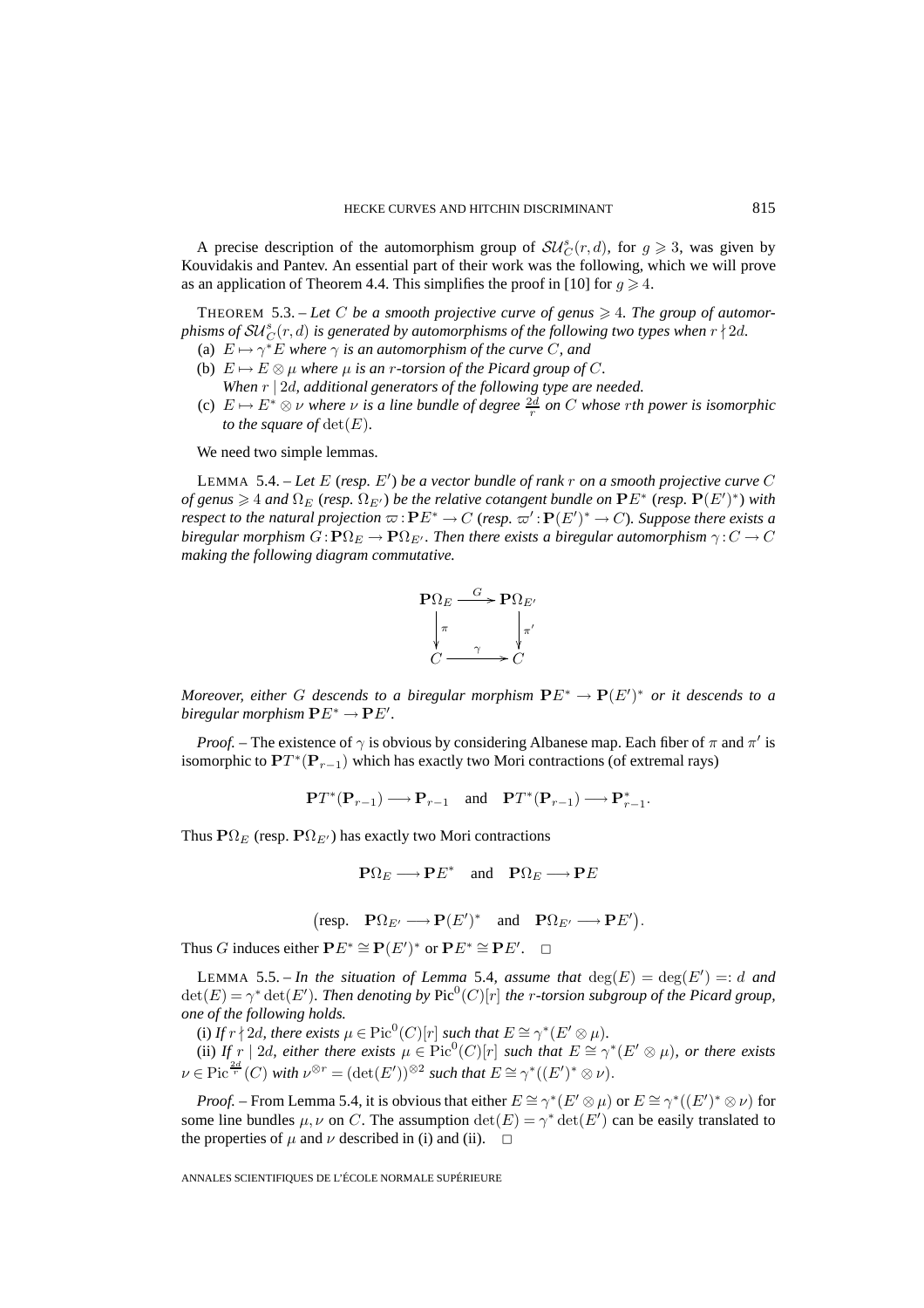A precise description of the automorphism group of $\mathcal{SU}^s_C(r,d)$, for $g \geqslant 3$, was given by Kouvidakis and Pantev. An essential part of their work was the following, which we will prove as an application of Theorem 4.4. This simplifies the proof in [10] for $g \geqslant 4$.

THEOREM 5.3. – *Let $C$ be a smooth projective curve of genus $\geqslant 4$. The group of automorphisms of $\mathcal{SU}^s_C(r,d)$ is generated by automorphisms of the following two types when $r \nmid 2d$.*

(a) *$E \mapsto \gamma^* E$ where $\gamma$ is an automorphism of the curve $C$, and*

(b) *$E \mapsto E \otimes \mu$ where $\mu$ is an $r$-torsion of the Picard group of $C$.*
*When $r \mid 2d$, additional generators of the following type are needed.*

(c) *$E \mapsto E^* \otimes \nu$ where $\nu$ is a line bundle of degree $\frac{2d}{r}$ on $C$ whose $r$th power is isomorphic to the square of $\det(E)$.*

We need two simple lemmas.

LEMMA 5.4. – *Let $E$ (resp. $E'$) be a vector bundle of rank $r$ on a smooth projective curve $C$ of genus $\geqslant 4$ and $\Omega_E$ (resp. $\Omega_{E'}$) be the relative cotangent bundle on $\mathbf{P}E^*$ (resp. $\mathbf{P}(E')^*$) with respect to the natural projection $\varpi : \mathbf{P}E^* \to C$ (resp. $\varpi' : \mathbf{P}(E')^* \to C$). Suppose there exists a biregular morphism $G : \mathbf{P}\Omega_E \to \mathbf{P}\Omega_{E'}$. Then there exists a biregular automorphism $\gamma : C \to C$ making the following diagram commutative.*

$$\begin{array}{ccc} \mathbf{P}\Omega_E & \xrightarrow{G} & \mathbf{P}\Omega_{E'} \\ \downarrow{\scriptstyle \pi} & & \downarrow{\scriptstyle \pi'} \\ C & \xrightarrow{\gamma} & C \end{array}$$

*Moreover, either $G$ descends to a biregular morphism $\mathbf{P}E^* \to \mathbf{P}(E')^*$ or it descends to a biregular morphism $\mathbf{P}E^* \to \mathbf{P}E'$.*

*Proof.* – The existence of $\gamma$ is obvious by considering Albanese map. Each fiber of $\pi$ and $\pi'$ is isomorphic to $\mathbf{P}T^*(\mathbf{P}_{r-1})$ which has exactly two Mori contractions (of extremal rays)

$$\mathbf{P}T^*(\mathbf{P}_{r-1}) \longrightarrow \mathbf{P}_{r-1} \quad \text{and} \quad \mathbf{P}T^*(\mathbf{P}_{r-1}) \longrightarrow \mathbf{P}^*_{r-1}.$$

Thus $\mathbf{P}\Omega_E$ (resp. $\mathbf{P}\Omega_{E'}$) has exactly two Mori contractions

$$\mathbf{P}\Omega_E \longrightarrow \mathbf{P}E^* \quad \text{and} \quad \mathbf{P}\Omega_E \longrightarrow \mathbf{P}E$$

$$\big(\text{resp.} \quad \mathbf{P}\Omega_{E'} \longrightarrow \mathbf{P}(E')^* \quad \text{and} \quad \mathbf{P}\Omega_{E'} \longrightarrow \mathbf{P}E'\big).$$

Thus $G$ induces either $\mathbf{P}E^* \cong \mathbf{P}(E')^*$ or $\mathbf{P}E^* \cong \mathbf{P}E'$. $\square$

LEMMA 5.5. – *In the situation of Lemma 5.4, assume that $\deg(E) = \deg(E') =: d$ and $\det(E) = \gamma^* \det(E')$. Then denoting by $\mathrm{Pic}^0(C)[r]$ the $r$-torsion subgroup of the Picard group, one of the following holds.*

(i) *If $r \nmid 2d$, there exists $\mu \in \mathrm{Pic}^0(C)[r]$ such that $E \cong \gamma^*(E' \otimes \mu)$.*

(ii) *If $r \mid 2d$, either there exists $\mu \in \mathrm{Pic}^0(C)[r]$ such that $E \cong \gamma^*(E' \otimes \mu)$, or there exists $\nu \in \mathrm{Pic}^{\frac{2d}{r}}(C)$ with $\nu^{\otimes r} = (\det(E'))^{\otimes 2}$ such that $E \cong \gamma^*((E')^* \otimes \nu)$.*

*Proof.* – From Lemma 5.4, it is obvious that either $E \cong \gamma^*(E' \otimes \mu)$ or $E \cong \gamma^*((E')^* \otimes \nu)$ for some line bundles $\mu, \nu$ on $C$. The assumption $\det(E) = \gamma^* \det(E')$ can be easily translated to the properties of $\mu$ and $\nu$ described in (i) and (ii). $\square$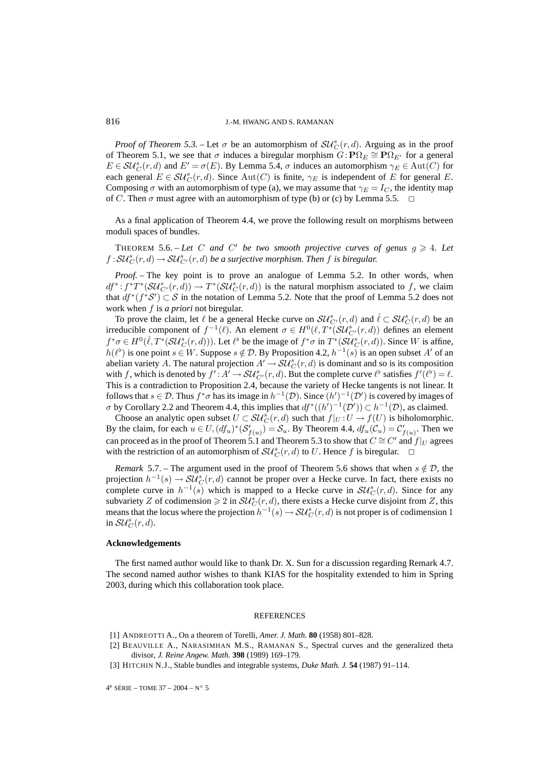*Proof of Theorem 5.3.* – Let $\sigma$ be an automorphism of $\mathcal{SU}^s_C(r,d)$. Arguing as in the proof of Theorem 5.1, we see that $\sigma$ induces a biregular morphism $G:\mathbf{P}\Omega_E \cong \mathbf{P}\Omega_{E'}$ for a general $E \in \mathcal{SU}^s_C(r,d)$ and $E' = \sigma(E)$. By Lemma 5.4, $\sigma$ induces an automorphism $\gamma_E \in \mathrm{Aut}(C)$ for each general $E \in \mathcal{SU}^s_C(r,d)$. Since $\mathrm{Aut}(C)$ is finite, $\gamma_E$ is independent of $E$ for general $E$. Composing $\sigma$ with an automorphism of type (a), we may assume that $\gamma_E = I_C$, the identity map of $C$. Then $\sigma$ must agree with an automorphism of type (b) or (c) by Lemma 5.5. $\square$

As a final application of Theorem 4.4, we prove the following result on morphisms between moduli spaces of bundles.

THEOREM 5.6. – *Let $C$ and $C'$ be two smooth projective curves of genus $g \geqslant 4$. Let $f:\mathcal{SU}^s_C(r,d) \to \mathcal{SU}^s_{C'}(r,d)$ be a surjective morphism. Then $f$ is biregular.*

*Proof.* – The key point is to prove an analogue of Lemma 5.2. In other words, when $df^*: f^*T^*(\mathcal{SU}^s_{C'}(r,d)) \to T^*(\mathcal{SU}^s_C(r,d))$ is the natural morphism associated to $f$, we claim that $df^*(f^*\mathcal{S}') \subset \mathcal{S}$ in the notation of Lemma 5.2. Note that the proof of Lemma 5.2 does not work when $f$ is *a priori* not biregular.

To prove the claim, let $\ell$ be a general Hecke curve on $\mathcal{SU}^s_{C'}(r,d)$ and $\hat{\ell} \subset \mathcal{SU}^s_C(r,d)$ be an irreducible component of $f^{-1}(\ell)$. An element $\sigma \in H^0(\ell, T^*(\mathcal{SU}^s_{C'}(r,d))$ defines an element $f^*\sigma \in H^0(\hat{\ell}, T^*(\mathcal{SU}^s_C(r,d)))$. Let $\ell^\flat$ be the image of $f^*\sigma$ in $T^*(\mathcal{SU}^s_C(r,d))$. Since $W$ is affine, $h(\ell^\flat)$ is one point $s \in W$. Suppose $s \notin \mathcal{D}$. By Proposition 4.2, $h^{-1}(s)$ is an open subset $A'$ of an abelian variety $A$. The natural projection $A' \to \mathcal{SU}^s_C(r,d)$ is dominant and so is its composition with $f$, which is denoted by $f': A' \to \mathcal{SU}^s_{C'}(r,d)$. But the complete curve $\ell^\flat$ satisfies $f'(\ell^\flat) = \ell$. This is a contradiction to Proposition 2.4, because the variety of Hecke tangents is not linear. It follows that $s \in \mathcal{D}$. Thus $f^*\sigma$ has its image in $h^{-1}(\mathcal{D})$. Since $(h')^{-1}(\mathcal{D}')$ is covered by images of $\sigma$ by Corollary 2.2 and Theorem 4.4, this implies that $df^*((h')^{-1}(\mathcal{D}')) \subset h^{-1}(\mathcal{D})$, as claimed.

Choose an analytic open subset $U \subset \mathcal{SU}^s_C(r,d)$ such that $f|_U: U \to f(U)$ is biholomorphic. By the claim, for each $u \in U$, $(df_u)^*(\mathcal{S}'_{f(u)}) = \mathcal{S}_u$. By Theorem 4.4, $df_u(\mathcal{C}_u) = \mathcal{C}'_{f(u)}$. Then we can proceed as in the proof of Theorem 5.1 and Theorem 5.3 to show that $C \cong C'$ and $f|_U$ agrees with the restriction of an automorphism of $\mathcal{SU}^s_C(r,d)$ to $U$. Hence $f$ is biregular. $\square$

*Remark* 5.7. – The argument used in the proof of Theorem 5.6 shows that when $s \notin \mathcal{D}$, the projection $h^{-1}(s) \to \mathcal{SU}^s_C(r,d)$ cannot be proper over a Hecke curve. In fact, there exists no complete curve in $h^{-1}(s)$ which is mapped to a Hecke curve in $\mathcal{SU}^s_C(r,d)$. Since for any subvariety $Z$ of codimension $\geqslant 2$ in $\mathcal{SU}^s_C(r,d)$, there exists a Hecke curve disjoint from $Z$, this means that the locus where the projection $h^{-1}(s) \to \mathcal{SU}^s_C(r,d)$ is not proper is of codimension 1 in $\mathcal{SU}^s_C(r,d)$.

### Acknowledgements

The first named author would like to thank Dr. X. Sun for a discussion regarding Remark 4.7. The second named author wishes to thank KIAS for the hospitality extended to him in Spring 2003, during which this collaboration took place.

## REFERENCES

[1] ANDREOTTI A., On a theorem of Torelli, *Amer. J. Math.* **80** (1958) 801–828.

[2] BEAUVILLE A., NARASIMHAN M.S., RAMANAN S., Spectral curves and the generalized theta divisor, *J. Reine Angew. Math.* **398** (1989) 169–179.

[3] HITCHIN N.J., Stable bundles and integrable systems, *Duke Math. J.* **54** (1987) 91–114.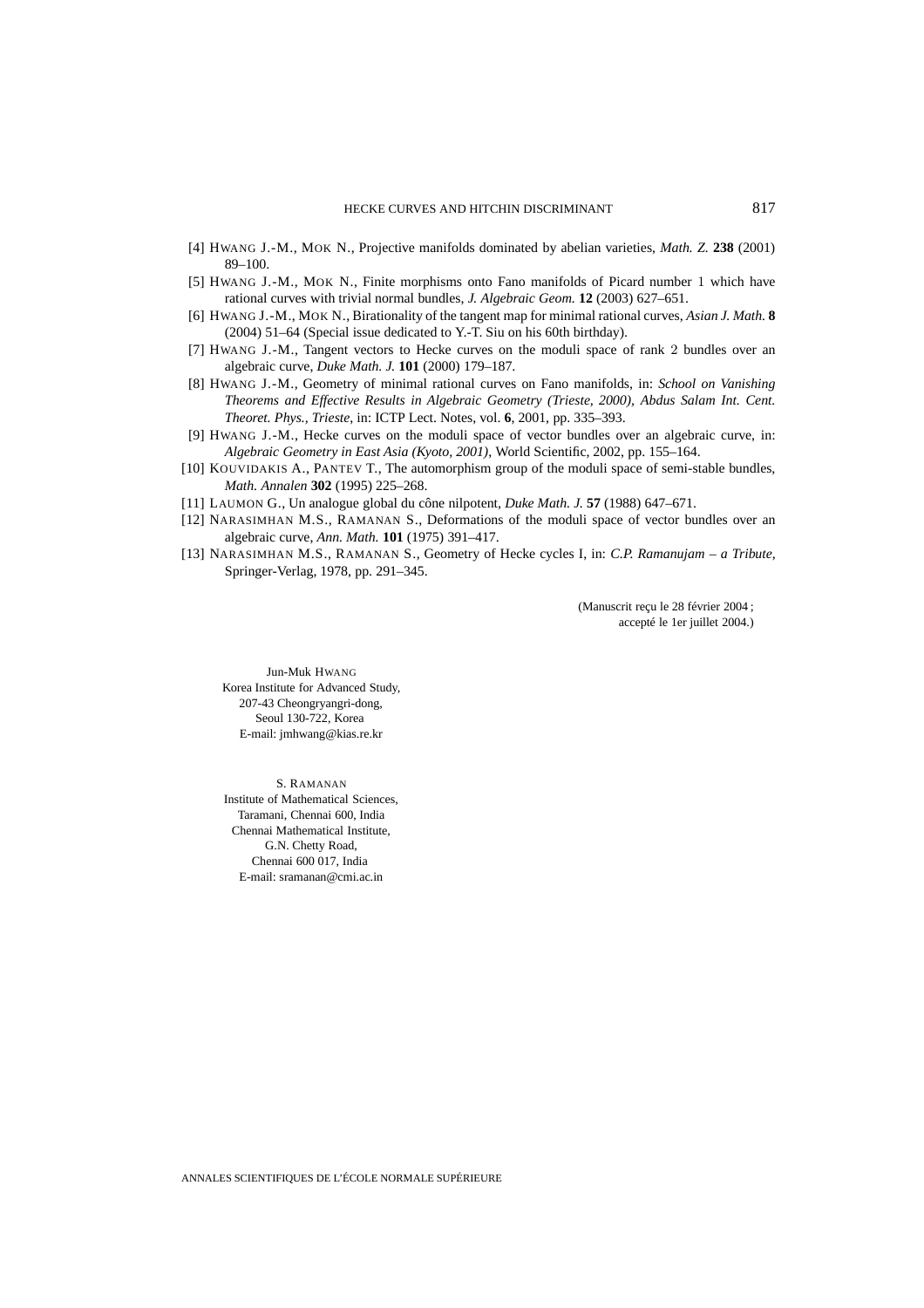[4] HWANG J.-M., MOK N., Projective manifolds dominated by abelian varieties, *Math. Z.* **238** (2001) 89–100.

[5] HWANG J.-M., MOK N., Finite morphisms onto Fano manifolds of Picard number 1 which have rational curves with trivial normal bundles, *J. Algebraic Geom.* **12** (2003) 627–651.

[6] HWANG J.-M., MOK N., Birationality of the tangent map for minimal rational curves, *Asian J. Math.* **8** (2004) 51–64 (Special issue dedicated to Y.-T. Siu on his 60th birthday).

[7] HWANG J.-M., Tangent vectors to Hecke curves on the moduli space of rank 2 bundles over an algebraic curve, *Duke Math. J.* **101** (2000) 179–187.

[8] HWANG J.-M., Geometry of minimal rational curves on Fano manifolds, in: *School on Vanishing Theorems and Effective Results in Algebraic Geometry (Trieste, 2000), Abdus Salam Int. Cent. Theoret. Phys., Trieste*, in: ICTP Lect. Notes, vol. **6**, 2001, pp. 335–393.

[9] HWANG J.-M., Hecke curves on the moduli space of vector bundles over an algebraic curve, in: *Algebraic Geometry in East Asia (Kyoto, 2001)*, World Scientific, 2002, pp. 155–164.

[10] KOUVIDAKIS A., PANTEV T., The automorphism group of the moduli space of semi-stable bundles, *Math. Annalen* **302** (1995) 225–268.

[11] LAUMON G., Un analogue global du cône nilpotent, *Duke Math. J.* **57** (1988) 647–671.

[12] NARASIMHAN M.S., RAMANAN S., Deformations of the moduli space of vector bundles over an algebraic curve, *Ann. Math.* **101** (1975) 391–417.

[13] NARASIMHAN M.S., RAMANAN S., Geometry of Hecke cycles I, in: *C.P. Ramanujam – a Tribute*, Springer-Verlag, 1978, pp. 291–345.

(Manuscrit reçu le 28 février 2004 ;
accepté le 1er juillet 2004.)

Jun-Muk HWANG
Korea Institute for Advanced Study,
207-43 Cheongryangri-dong,
Seoul 130-722, Korea
E-mail: jmhwang@kias.re.kr

S. RAMANAN
Institute of Mathematical Sciences,
Taramani, Chennai 600, India
Chennai Mathematical Institute,
G.N. Chetty Road,
Chennai 600 017, India
E-mail: sramanan@cmi.ac.in